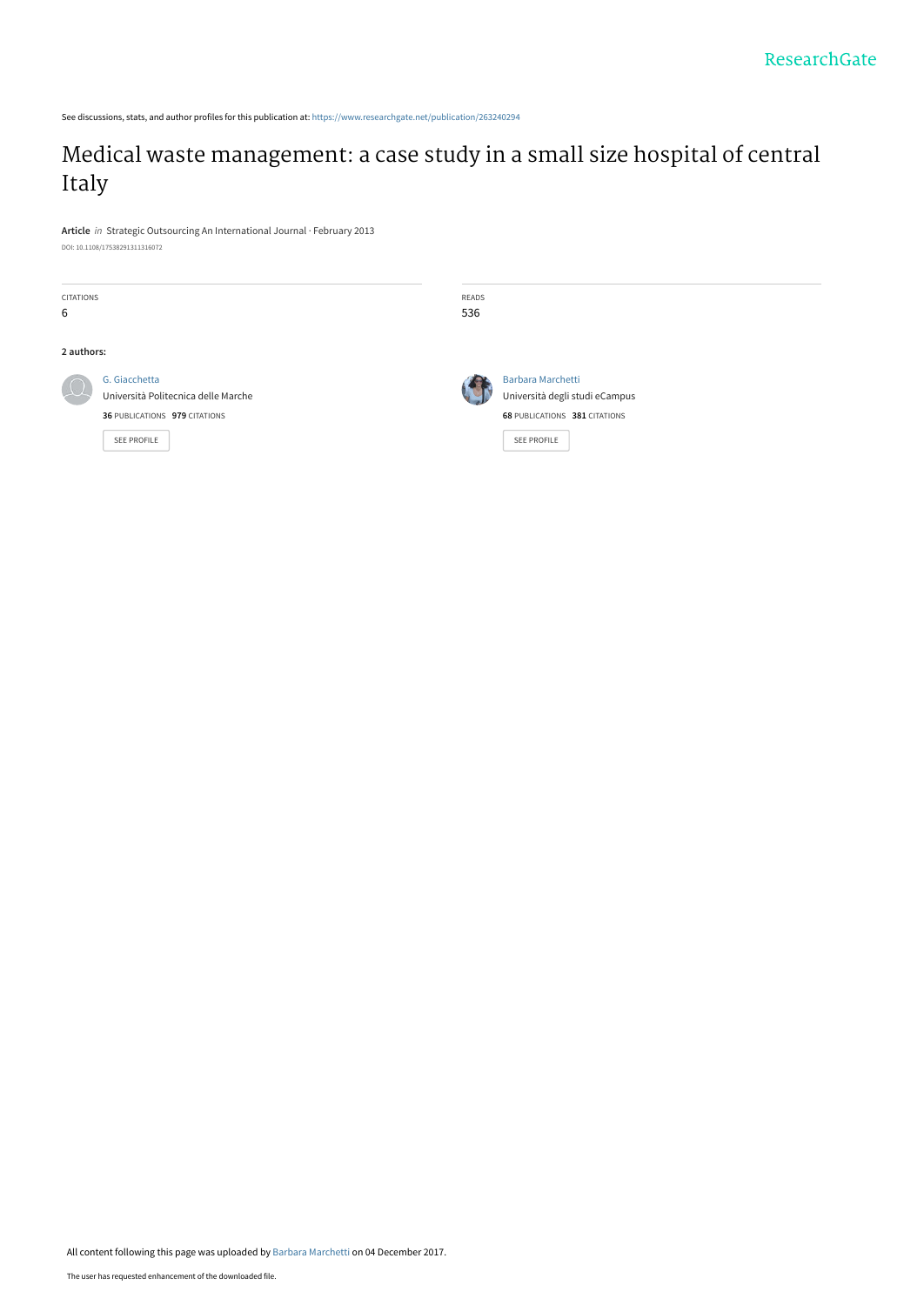See discussions, stats, and author profiles for this publication at: https://www.researchgate.net/publication/263240294

# Medical waste management: a case study in a small size hospital of central Italy

**Article** *in* Strategic Outsourcing An International Journal · February 2013

DOI: 10.1108/17538291311316072

| CITATIONS | READS |
|---|---|
| 6 | 536 |

**2 authors:**

G. Giacchetta
Università Politecnica delle Marche
**36** PUBLICATIONS **979** CITATIONS
SEE PROFILE

Barbara Marchetti
Università degli studi eCampus
**68** PUBLICATIONS **381** CITATIONS
SEE PROFILE

All content following this page was uploaded by Barbara Marchetti on 04 December 2017.

The user has requested enhancement of the downloaded file.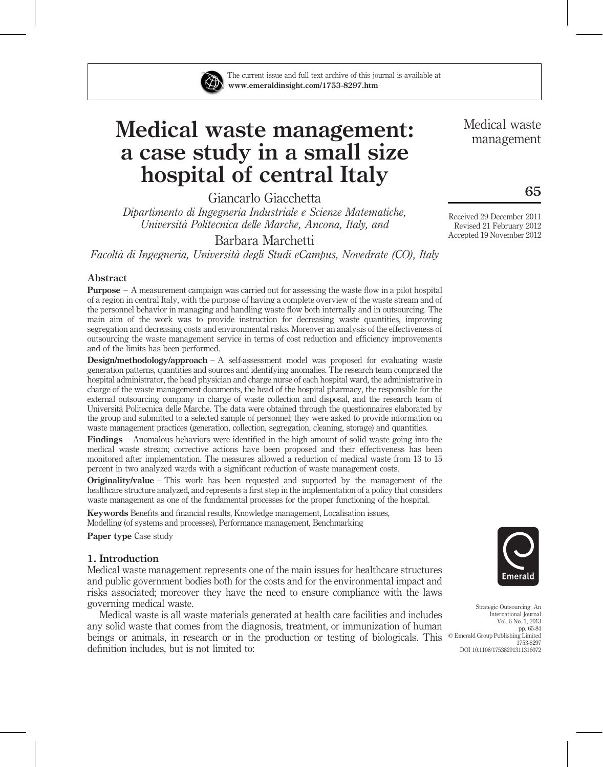The current issue and full text archive of this journal is available at
**www.emeraldinsight.com/1753-8297.htm**

# Medical waste management: a case study in a small size hospital of central Italy

Giancarlo Giacchetta

*Dipartimento di Ingegneria Industriale e Scienze Matematiche, Università Politecnica delle Marche, Ancona, Italy, and*

Barbara Marchetti

*Facoltà di Ingegneria, Università degli Studi eCampus, Novedrate (CO), Italy*

Received 29 December 2011
Revised 21 February 2012
Accepted 19 November 2012

## Abstract

**Purpose** – A measurement campaign was carried out for assessing the waste flow in a pilot hospital of a region in central Italy, with the purpose of having a complete overview of the waste stream and of the personnel behavior in managing and handling waste flow both internally and in outsourcing. The main aim of the work was to provide instruction for decreasing waste quantities, improving segregation and decreasing costs and environmental risks. Moreover an analysis of the effectiveness of outsourcing the waste management service in terms of cost reduction and efficiency improvements and of the limits has been performed.

**Design/methodology/approach** – A self-assessment model was proposed for evaluating waste generation patterns, quantities and sources and identifying anomalies. The research team comprised the hospital administrator, the head physician and charge nurse of each hospital ward, the administrative in charge of the waste management documents, the head of the hospital pharmacy, the responsible for the external outsourcing company in charge of waste collection and disposal, and the research team of Università Politecnica delle Marche. The data were obtained through the questionnaires elaborated by the group and submitted to a selected sample of personnel; they were asked to provide information on waste management practices (generation, collection, segregation, cleaning, storage) and quantities.

**Findings** – Anomalous behaviors were identified in the high amount of solid waste going into the medical waste stream; corrective actions have been proposed and their effectiveness has been monitored after implementation. The measures allowed a reduction of medical waste from 13 to 15 percent in two analyzed wards with a significant reduction of waste management costs.

**Originality/value** – This work has been requested and supported by the management of the healthcare structure analyzed, and represents a first step in the implementation of a policy that considers waste management as one of the fundamental processes for the proper functioning of the hospital.

**Keywords** Benefits and financial results, Knowledge management, Localisation issues, Modelling (of systems and processes), Performance management, Benchmarking

**Paper type** Case study

## 1. Introduction

Medical waste management represents one of the main issues for healthcare structures and public government bodies both for the costs and for the environmental impact and risks associated; moreover they have the need to ensure compliance with the laws governing medical waste.

Medical waste is all waste materials generated at health care facilities and includes any solid waste that comes from the diagnosis, treatment, or immunization of human beings or animals, in research or in the production or testing of biologicals. This definition includes, but is not limited to:

Strategic Outsourcing: An International Journal
Vol. 6 No. 1, 2013
pp. 65-84
© Emerald Group Publishing Limited
1753-8297
DOI 10.1108/17538291311316072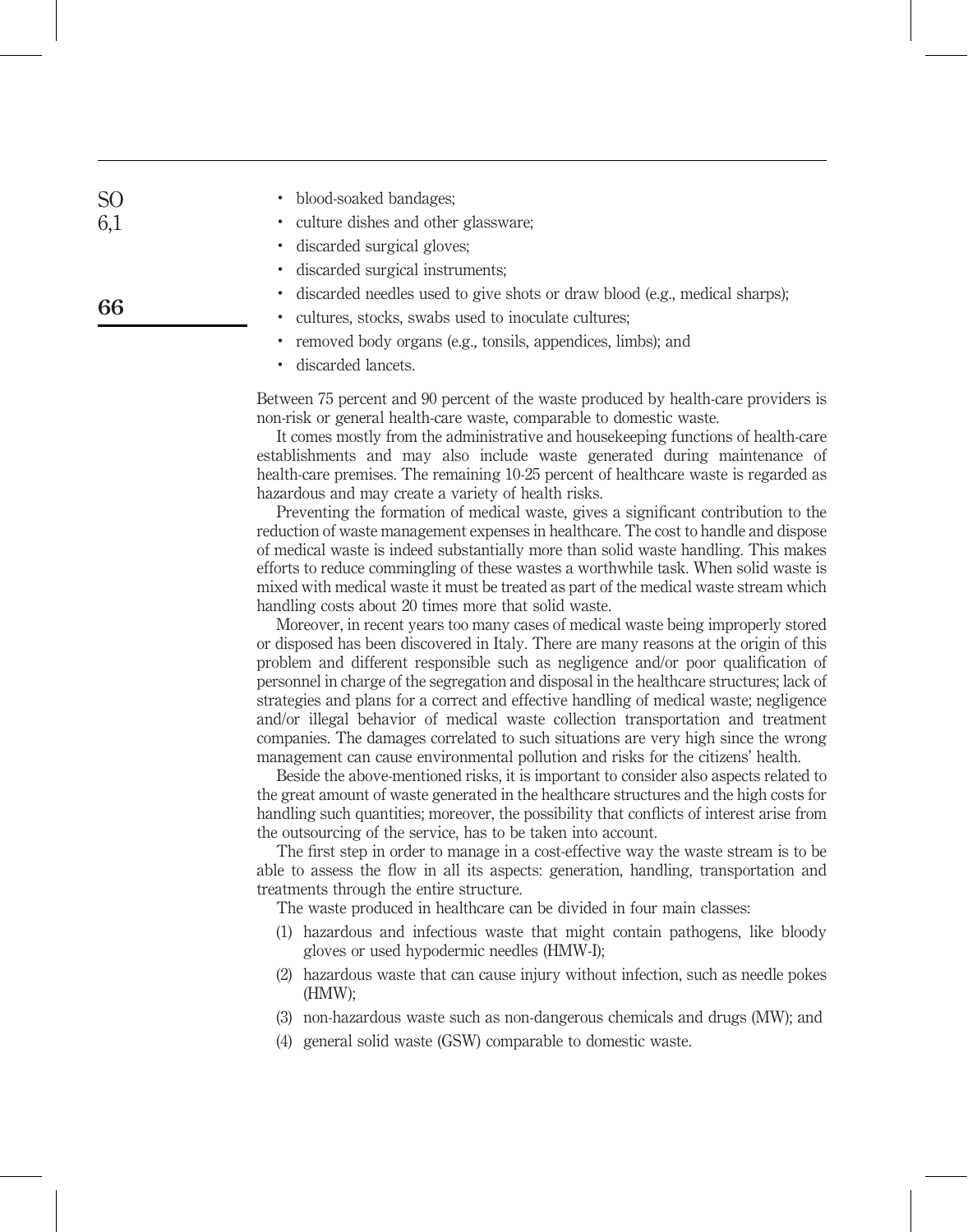- blood-soaked bandages;
- culture dishes and other glassware;
- discarded surgical gloves;
- discarded surgical instruments;
- discarded needles used to give shots or draw blood (e.g., medical sharps);
- cultures, stocks, swabs used to inoculate cultures;
- removed body organs (e.g., tonsils, appendices, limbs); and
- discarded lancets.

Between 75 percent and 90 percent of the waste produced by health-care providers is non-risk or general health-care waste, comparable to domestic waste.

It comes mostly from the administrative and housekeeping functions of health-care establishments and may also include waste generated during maintenance of health-care premises. The remaining 10-25 percent of healthcare waste is regarded as hazardous and may create a variety of health risks.

Preventing the formation of medical waste, gives a significant contribution to the reduction of waste management expenses in healthcare. The cost to handle and dispose of medical waste is indeed substantially more than solid waste handling. This makes efforts to reduce commingling of these wastes a worthwhile task. When solid waste is mixed with medical waste it must be treated as part of the medical waste stream which handling costs about 20 times more that solid waste.

Moreover, in recent years too many cases of medical waste being improperly stored or disposed has been discovered in Italy. There are many reasons at the origin of this problem and different responsible such as negligence and/or poor qualification of personnel in charge of the segregation and disposal in the healthcare structures; lack of strategies and plans for a correct and effective handling of medical waste; negligence and/or illegal behavior of medical waste collection transportation and treatment companies. The damages correlated to such situations are very high since the wrong management can cause environmental pollution and risks for the citizens' health.

Beside the above-mentioned risks, it is important to consider also aspects related to the great amount of waste generated in the healthcare structures and the high costs for handling such quantities; moreover, the possibility that conflicts of interest arise from the outsourcing of the service, has to be taken into account.

The first step in order to manage in a cost-effective way the waste stream is to be able to assess the flow in all its aspects: generation, handling, transportation and treatments through the entire structure.

The waste produced in healthcare can be divided in four main classes:

1. hazardous and infectious waste that might contain pathogens, like bloody gloves or used hypodermic needles (HMW-I);
2. hazardous waste that can cause injury without infection, such as needle pokes (HMW);
3. non-hazardous waste such as non-dangerous chemicals and drugs (MW); and
4. general solid waste (GSW) comparable to domestic waste.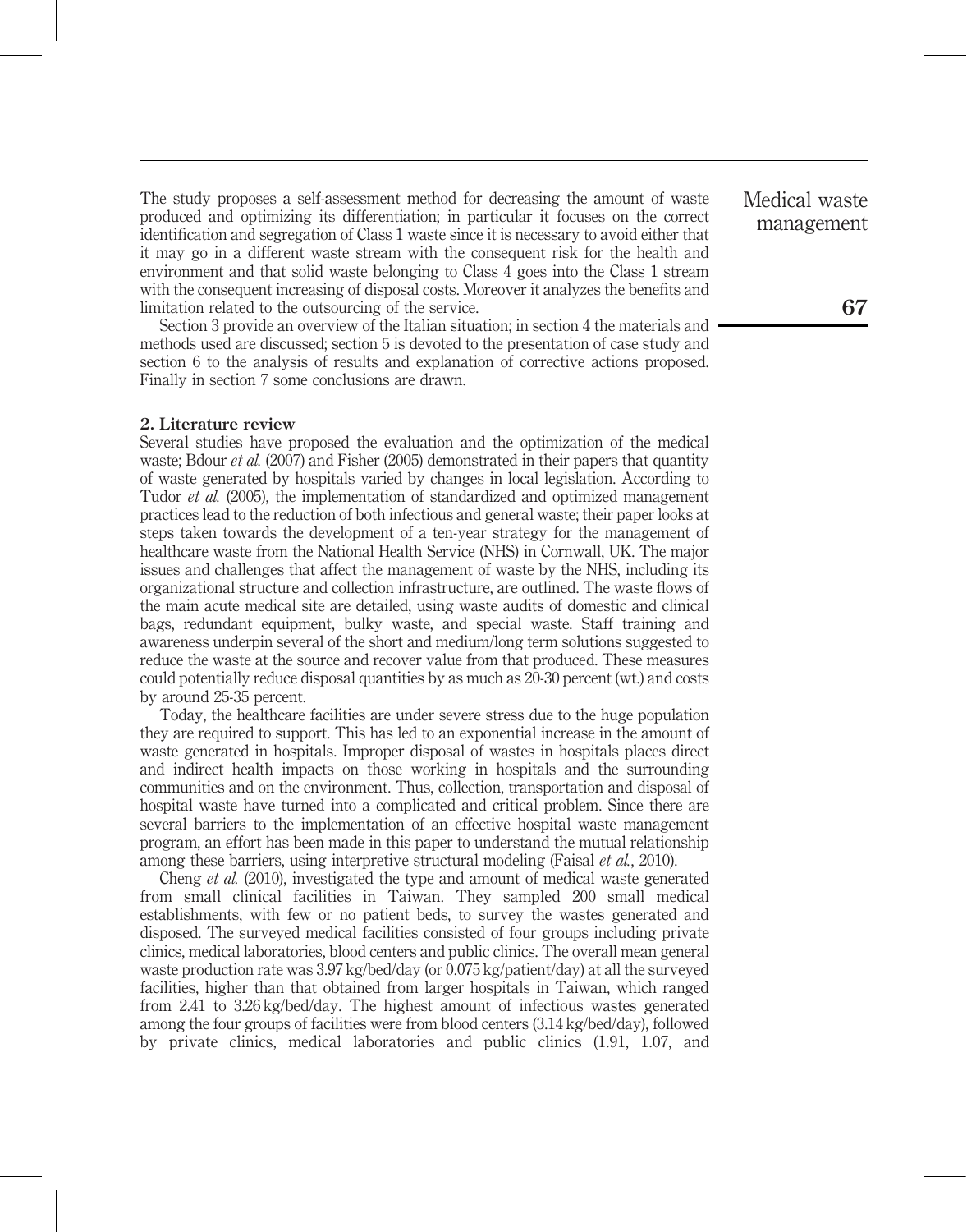The study proposes a self-assessment method for decreasing the amount of waste produced and optimizing its differentiation; in particular it focuses on the correct identification and segregation of Class 1 waste since it is necessary to avoid either that it may go in a different waste stream with the consequent risk for the health and environment and that solid waste belonging to Class 4 goes into the Class 1 stream with the consequent increasing of disposal costs. Moreover it analyzes the benefits and limitation related to the outsourcing of the service.

Section 3 provide an overview of the Italian situation; in section 4 the materials and methods used are discussed; section 5 is devoted to the presentation of case study and section 6 to the analysis of results and explanation of corrective actions proposed. Finally in section 7 some conclusions are drawn.

## 2. Literature review

Several studies have proposed the evaluation and the optimization of the medical waste; Bdour *et al.* (2007) and Fisher (2005) demonstrated in their papers that quantity of waste generated by hospitals varied by changes in local legislation. According to Tudor *et al.* (2005), the implementation of standardized and optimized management practices lead to the reduction of both infectious and general waste; their paper looks at steps taken towards the development of a ten-year strategy for the management of healthcare waste from the National Health Service (NHS) in Cornwall, UK. The major issues and challenges that affect the management of waste by the NHS, including its organizational structure and collection infrastructure, are outlined. The waste flows of the main acute medical site are detailed, using waste audits of domestic and clinical bags, redundant equipment, bulky waste, and special waste. Staff training and awareness underpin several of the short and medium/long term solutions suggested to reduce the waste at the source and recover value from that produced. These measures could potentially reduce disposal quantities by as much as 20-30 percent (wt.) and costs by around 25-35 percent.

Today, the healthcare facilities are under severe stress due to the huge population they are required to support. This has led to an exponential increase in the amount of waste generated in hospitals. Improper disposal of wastes in hospitals places direct and indirect health impacts on those working in hospitals and the surrounding communities and on the environment. Thus, collection, transportation and disposal of hospital waste have turned into a complicated and critical problem. Since there are several barriers to the implementation of an effective hospital waste management program, an effort has been made in this paper to understand the mutual relationship among these barriers, using interpretive structural modeling (Faisal *et al.*, 2010).

Cheng *et al.* (2010), investigated the type and amount of medical waste generated from small clinical facilities in Taiwan. They sampled 200 small medical establishments, with few or no patient beds, to survey the wastes generated and disposed. The surveyed medical facilities consisted of four groups including private clinics, medical laboratories, blood centers and public clinics. The overall mean general waste production rate was 3.97 kg/bed/day (or 0.075 kg/patient/day) at all the surveyed facilities, higher than that obtained from larger hospitals in Taiwan, which ranged from 2.41 to 3.26 kg/bed/day. The highest amount of infectious wastes generated among the four groups of facilities were from blood centers (3.14 kg/bed/day), followed by private clinics, medical laboratories and public clinics (1.91, 1.07, and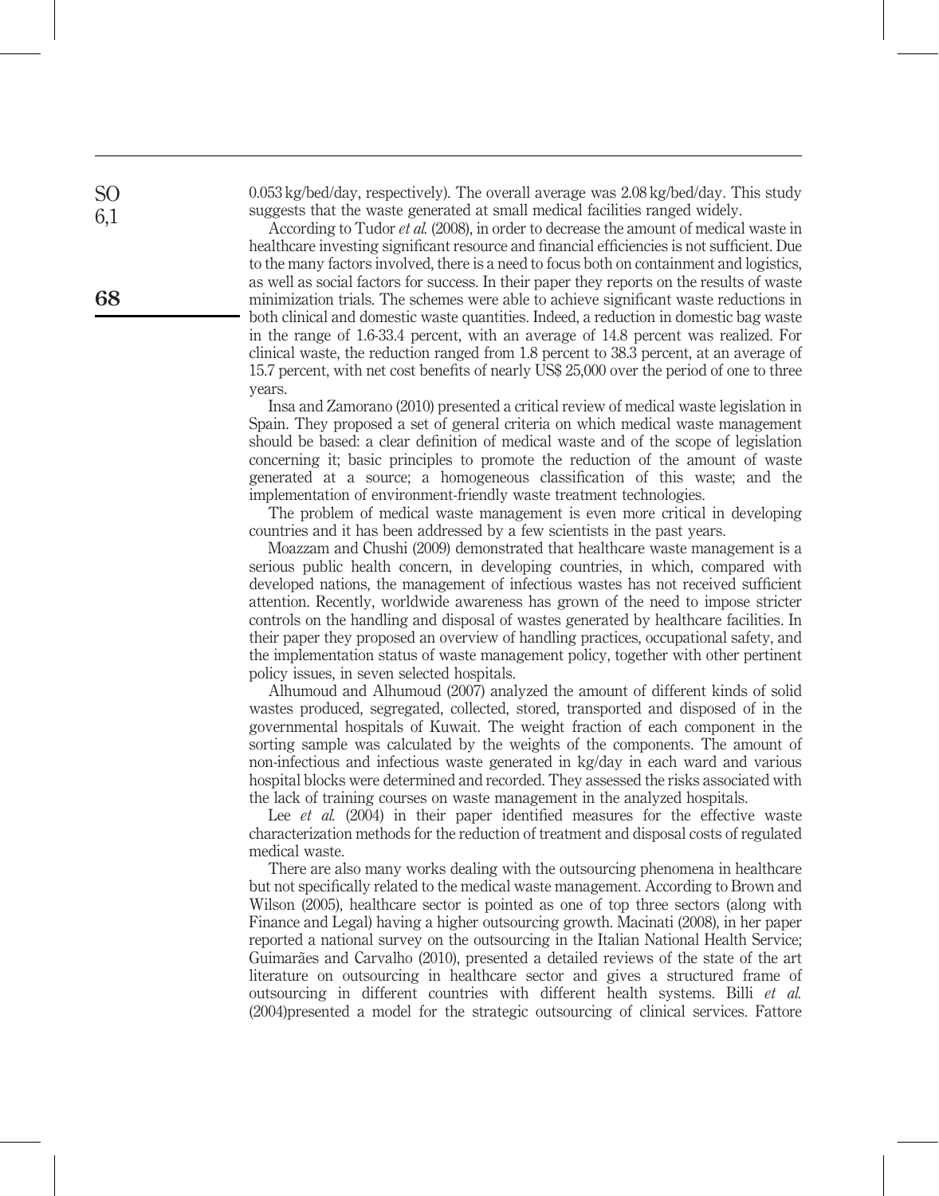0.053 kg/bed/day, respectively). The overall average was 2.08 kg/bed/day. This study suggests that the waste generated at small medical facilities ranged widely.

According to Tudor *et al.* (2008), in order to decrease the amount of medical waste in healthcare investing significant resource and financial efficiencies is not sufficient. Due to the many factors involved, there is a need to focus both on containment and logistics, as well as social factors for success. In their paper they reports on the results of waste minimization trials. The schemes were able to achieve significant waste reductions in both clinical and domestic waste quantities. Indeed, a reduction in domestic bag waste in the range of 1.6-33.4 percent, with an average of 14.8 percent was realized. For clinical waste, the reduction ranged from 1.8 percent to 38.3 percent, at an average of 15.7 percent, with net cost benefits of nearly US$ 25,000 over the period of one to three years.

Insa and Zamorano (2010) presented a critical review of medical waste legislation in Spain. They proposed a set of general criteria on which medical waste management should be based: a clear definition of medical waste and of the scope of legislation concerning it; basic principles to promote the reduction of the amount of waste generated at a source; a homogeneous classification of this waste; and the implementation of environment-friendly waste treatment technologies.

The problem of medical waste management is even more critical in developing countries and it has been addressed by a few scientists in the past years.

Moazzam and Chushi (2009) demonstrated that healthcare waste management is a serious public health concern, in developing countries, in which, compared with developed nations, the management of infectious wastes has not received sufficient attention. Recently, worldwide awareness has grown of the need to impose stricter controls on the handling and disposal of wastes generated by healthcare facilities. In their paper they proposed an overview of handling practices, occupational safety, and the implementation status of waste management policy, together with other pertinent policy issues, in seven selected hospitals.

Alhumoud and Alhumoud (2007) analyzed the amount of different kinds of solid wastes produced, segregated, collected, stored, transported and disposed of in the governmental hospitals of Kuwait. The weight fraction of each component in the sorting sample was calculated by the weights of the components. The amount of non-infectious and infectious waste generated in kg/day in each ward and various hospital blocks were determined and recorded. They assessed the risks associated with the lack of training courses on waste management in the analyzed hospitals.

Lee *et al.* (2004) in their paper identified measures for the effective waste characterization methods for the reduction of treatment and disposal costs of regulated medical waste.

There are also many works dealing with the outsourcing phenomena in healthcare but not specifically related to the medical waste management. According to Brown and Wilson (2005), healthcare sector is pointed as one of top three sectors (along with Finance and Legal) having a higher outsourcing growth. Macinati (2008), in her paper reported a national survey on the outsourcing in the Italian National Health Service; Guimarães and Carvalho (2010), presented a detailed reviews of the state of the art literature on outsourcing in healthcare sector and gives a structured frame of outsourcing in different countries with different health systems. Billi *et al.* (2004)presented a model for the strategic outsourcing of clinical services. Fattore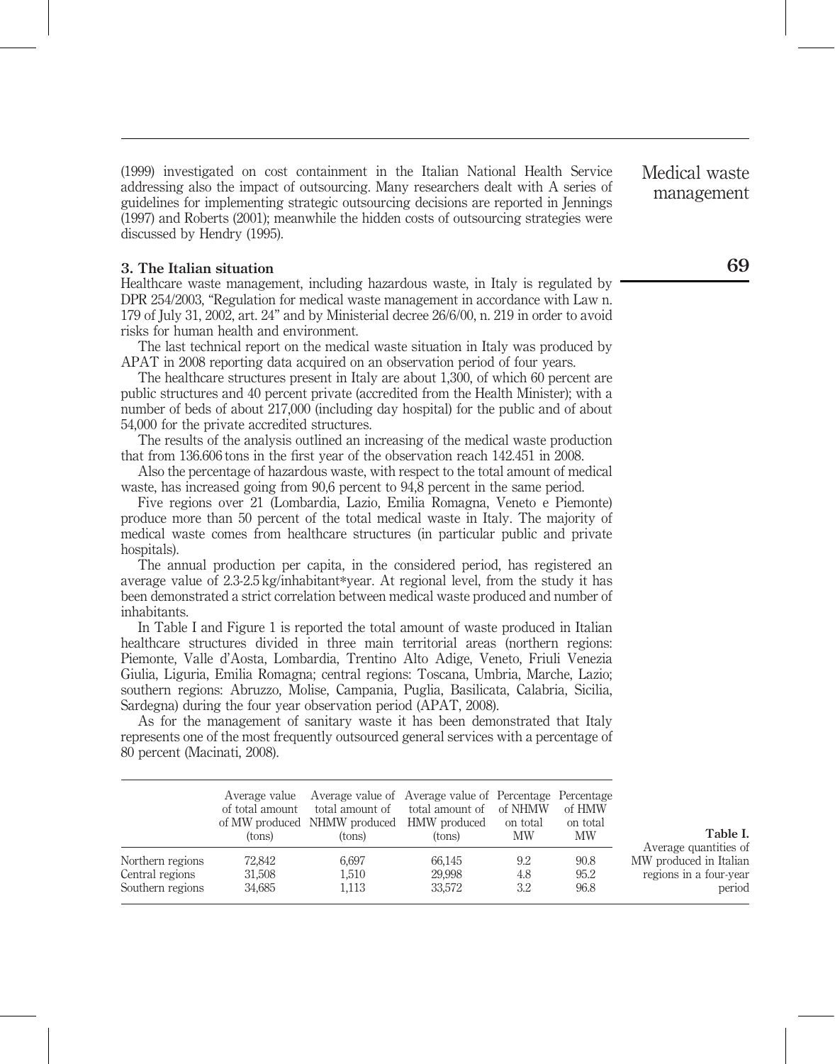(1999) investigated on cost containment in the Italian National Health Service addressing also the impact of outsourcing. Many researchers dealt with A series of guidelines for implementing strategic outsourcing decisions are reported in Jennings (1997) and Roberts (2001); meanwhile the hidden costs of outsourcing strategies were discussed by Hendry (1995).

## 3. The Italian situation

Healthcare waste management, including hazardous waste, in Italy is regulated by DPR 254/2003, "Regulation for medical waste management in accordance with Law n. 179 of July 31, 2002, art. 24" and by Ministerial decree 26/6/00, n. 219 in order to avoid risks for human health and environment.

The last technical report on the medical waste situation in Italy was produced by APAT in 2008 reporting data acquired on an observation period of four years.

The healthcare structures present in Italy are about 1,300, of which 60 percent are public structures and 40 percent private (accredited from the Health Minister); with a number of beds of about 217,000 (including day hospital) for the public and of about 54,000 for the private accredited structures.

The results of the analysis outlined an increasing of the medical waste production that from 136.606 tons in the first year of the observation reach 142.451 in 2008.

Also the percentage of hazardous waste, with respect to the total amount of medical waste, has increased going from 90,6 percent to 94,8 percent in the same period.

Five regions over 21 (Lombardia, Lazio, Emilia Romagna, Veneto e Piemonte) produce more than 50 percent of the total medical waste in Italy. The majority of medical waste comes from healthcare structures (in particular public and private hospitals).

The annual production per capita, in the considered period, has registered an average value of 2.3-2.5 kg/inhabitant*year. At regional level, from the study it has been demonstrated a strict correlation between medical waste produced and number of inhabitants.

In Table I and Figure 1 is reported the total amount of waste produced in Italian healthcare structures divided in three main territorial areas (northern regions: Piemonte, Valle d'Aosta, Lombardia, Trentino Alto Adige, Veneto, Friuli Venezia Giulia, Liguria, Emilia Romagna; central regions: Toscana, Umbria, Marche, Lazio; southern regions: Abruzzo, Molise, Campania, Puglia, Basilicata, Calabria, Sicilia, Sardegna) during the four year observation period (APAT, 2008).

As for the management of sanitary waste it has been demonstrated that Italy represents one of the most frequently outsourced general services with a percentage of 80 percent (Macinati, 2008).

| | Average value of total amount of MW produced (tons) | Average value of total amount of NHMW produced (tons) | Average value of total amount of HMW produced (tons) | Percentage of NHMW on total MW | Percentage of HMW on total MW |
|---|---|---|---|---|---|
| Northern regions | 72,842 | 6,697 | 66,145 | 9.2 | 90.8 |
| Central regions | 31,508 | 1,510 | 29,998 | 4.8 | 95.2 |
| Southern regions | 34,685 | 1,113 | 33,572 | 3.2 | 96.8 |

**Table I.** Average quantities of MW produced in Italian regions in a four-year period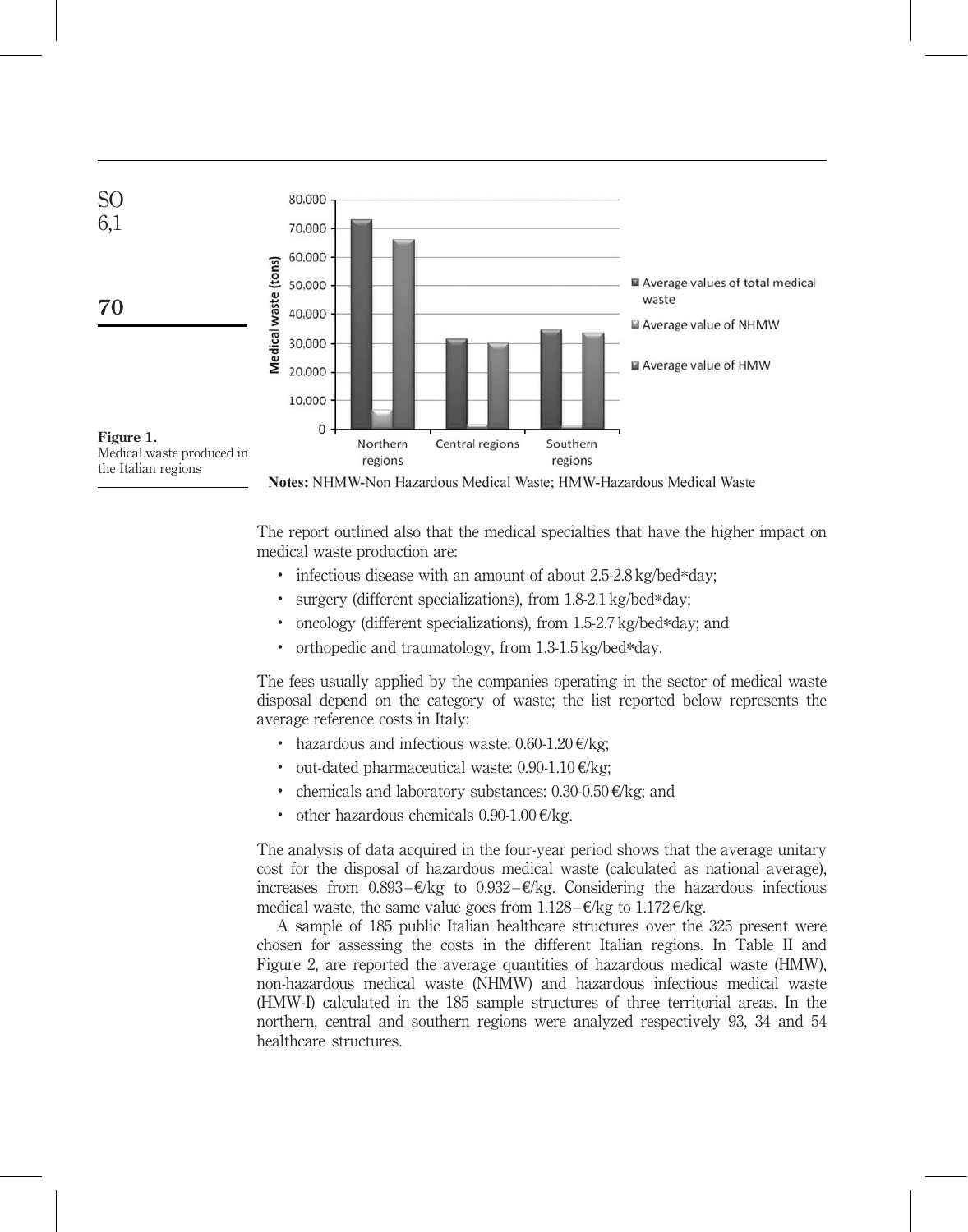Figure 1.
Medical waste produced in the Italian regions

**Notes:** NHMW-Non Hazardous Medical Waste; HMW-Hazardous Medical Waste

The report outlined also that the medical specialties that have the higher impact on medical waste production are:

- infectious disease with an amount of about 2.5-2.8 kg/bed*day;
- surgery (different specializations), from 1.8-2.1 kg/bed*day;
- oncology (different specializations), from 1.5-2.7 kg/bed*day; and
- orthopedic and traumatology, from 1.3-1.5 kg/bed*day.

The fees usually applied by the companies operating in the sector of medical waste disposal depend on the category of waste; the list reported below represents the average reference costs in Italy:

- hazardous and infectious waste: 0.60-1.20 €/kg;
- out-dated pharmaceutical waste: 0.90-1.10 €/kg;
- chemicals and laboratory substances: 0.30-0.50 €/kg; and
- other hazardous chemicals 0.90-1.00 €/kg.

The analysis of data acquired in the four-year period shows that the average unitary cost for the disposal of hazardous medical waste (calculated as national average), increases from 0.893–€/kg to 0.932–€/kg. Considering the hazardous infectious medical waste, the same value goes from 1.128–€/kg to 1.172 €/kg.

A sample of 185 public Italian healthcare structures over the 325 present were chosen for assessing the costs in the different Italian regions. In Table II and Figure 2, are reported the average quantities of hazardous medical waste (HMW), non-hazardous medical waste (NHMW) and hazardous infectious medical waste (HMW-I) calculated in the 185 sample structures of three territorial areas. In the northern, central and southern regions were analyzed respectively 93, 34 and 54 healthcare structures.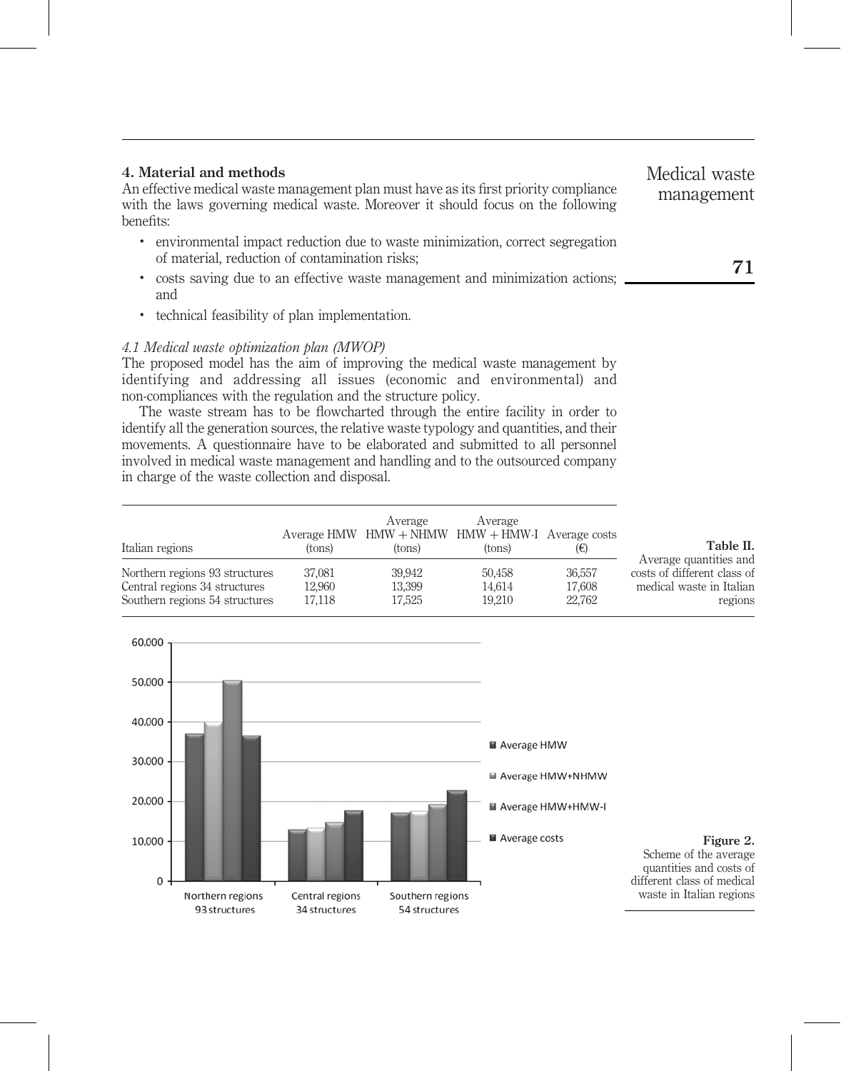## 4. Material and methods

An effective medical waste management plan must have as its first priority compliance with the laws governing medical waste. Moreover it should focus on the following benefits:

- environmental impact reduction due to waste minimization, correct segregation of material, reduction of contamination risks;
- costs saving due to an effective waste management and minimization actions; and
- technical feasibility of plan implementation.

### *4.1 Medical waste optimization plan (MWOP)*

The proposed model has the aim of improving the medical waste management by identifying and addressing all issues (economic and environmental) and non-compliances with the regulation and the structure policy.

The waste stream has to be flowcharted through the entire facility in order to identify all the generation sources, the relative waste typology and quantities, and their movements. A questionnaire have to be elaborated and submitted to all personnel involved in medical waste management and handling and to the outsourced company in charge of the waste collection and disposal.

| Italian regions | Average HMW (tons) | Average HMW + NHMW (tons) | Average HMW + HMW-I (tons) | Average costs (€) |
|---|---|---|---|---|
| Northern regions 93 structures | 37,081 | 39,942 | 50,458 | 36,557 |
| Central regions 34 structures | 12,960 | 13,399 | 14,614 | 17,608 |
| Southern regions 54 structures | 17,118 | 17,525 | 19,210 | 22,762 |

**Table II.** Average quantities and costs of different class of medical waste in Italian regions

**Figure 2.** Scheme of the average quantities and costs of different class of medical waste in Italian regions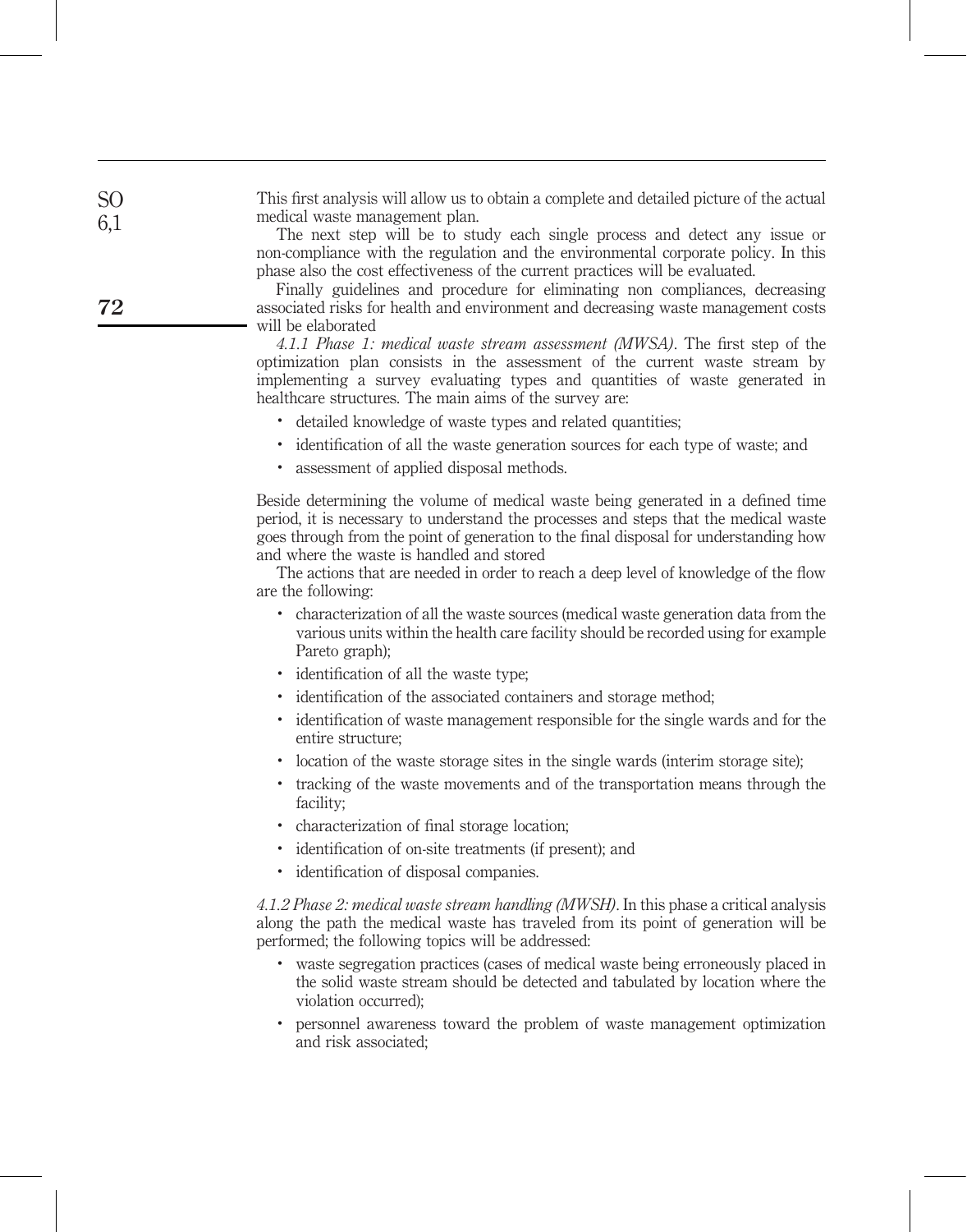This first analysis will allow us to obtain a complete and detailed picture of the actual medical waste management plan.

The next step will be to study each single process and detect any issue or non-compliance with the regulation and the environmental corporate policy. In this phase also the cost effectiveness of the current practices will be evaluated.

Finally guidelines and procedure for eliminating non compliances, decreasing associated risks for health and environment and decreasing waste management costs will be elaborated

*4.1.1 Phase 1: medical waste stream assessment (MWSA)*. The first step of the optimization plan consists in the assessment of the current waste stream by implementing a survey evaluating types and quantities of waste generated in healthcare structures. The main aims of the survey are:

- detailed knowledge of waste types and related quantities;
- identification of all the waste generation sources for each type of waste; and
- assessment of applied disposal methods.

Beside determining the volume of medical waste being generated in a defined time period, it is necessary to understand the processes and steps that the medical waste goes through from the point of generation to the final disposal for understanding how and where the waste is handled and stored

The actions that are needed in order to reach a deep level of knowledge of the flow are the following:

- characterization of all the waste sources (medical waste generation data from the various units within the health care facility should be recorded using for example Pareto graph);
- identification of all the waste type;
- identification of the associated containers and storage method;
- identification of waste management responsible for the single wards and for the entire structure;
- location of the waste storage sites in the single wards (interim storage site);
- tracking of the waste movements and of the transportation means through the facility;
- characterization of final storage location;
- identification of on-site treatments (if present); and
- identification of disposal companies.

*4.1.2 Phase 2: medical waste stream handling (MWSH)*. In this phase a critical analysis along the path the medical waste has traveled from its point of generation will be performed; the following topics will be addressed:

- waste segregation practices (cases of medical waste being erroneously placed in the solid waste stream should be detected and tabulated by location where the violation occurred);
- personnel awareness toward the problem of waste management optimization and risk associated;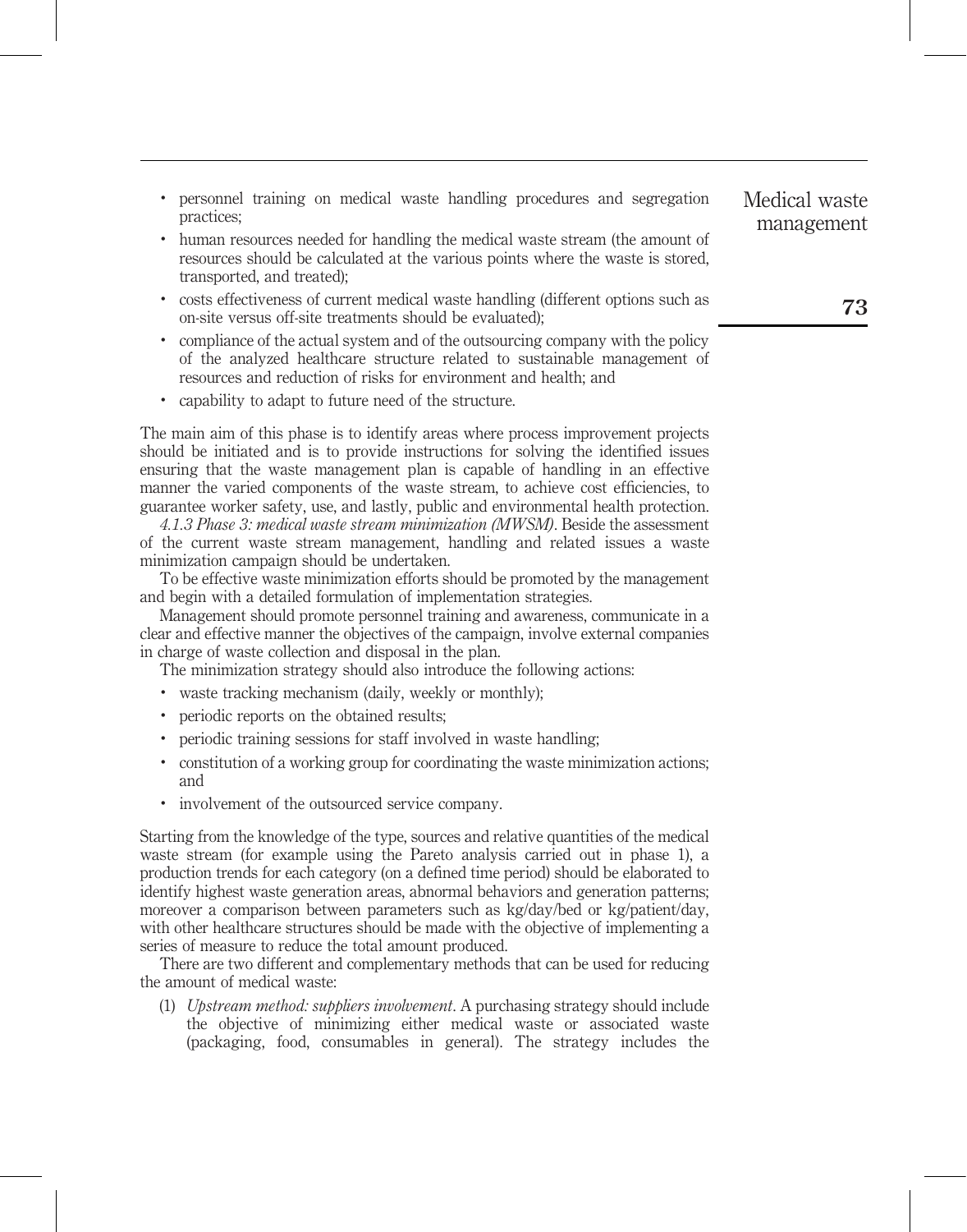- personnel training on medical waste handling procedures and segregation practices;
- human resources needed for handling the medical waste stream (the amount of resources should be calculated at the various points where the waste is stored, transported, and treated);
- costs effectiveness of current medical waste handling (different options such as on-site versus off-site treatments should be evaluated);
- compliance of the actual system and of the outsourcing company with the policy of the analyzed healthcare structure related to sustainable management of resources and reduction of risks for environment and health; and
- capability to adapt to future need of the structure.

The main aim of this phase is to identify areas where process improvement projects should be initiated and is to provide instructions for solving the identified issues ensuring that the waste management plan is capable of handling in an effective manner the varied components of the waste stream, to achieve cost efficiencies, to guarantee worker safety, use, and lastly, public and environmental health protection.

*4.1.3 Phase 3: medical waste stream minimization (MWSM)*. Beside the assessment of the current waste stream management, handling and related issues a waste minimization campaign should be undertaken.

To be effective waste minimization efforts should be promoted by the management and begin with a detailed formulation of implementation strategies.

Management should promote personnel training and awareness, communicate in a clear and effective manner the objectives of the campaign, involve external companies in charge of waste collection and disposal in the plan.

The minimization strategy should also introduce the following actions:

- waste tracking mechanism (daily, weekly or monthly);
- periodic reports on the obtained results;
- periodic training sessions for staff involved in waste handling;
- constitution of a working group for coordinating the waste minimization actions; and
- involvement of the outsourced service company.

Starting from the knowledge of the type, sources and relative quantities of the medical waste stream (for example using the Pareto analysis carried out in phase 1), a production trends for each category (on a defined time period) should be elaborated to identify highest waste generation areas, abnormal behaviors and generation patterns; moreover a comparison between parameters such as kg/day/bed or kg/patient/day, with other healthcare structures should be made with the objective of implementing a series of measure to reduce the total amount produced.

There are two different and complementary methods that can be used for reducing the amount of medical waste:

(1) *Upstream method: suppliers involvement*. A purchasing strategy should include the objective of minimizing either medical waste or associated waste (packaging, food, consumables in general). The strategy includes the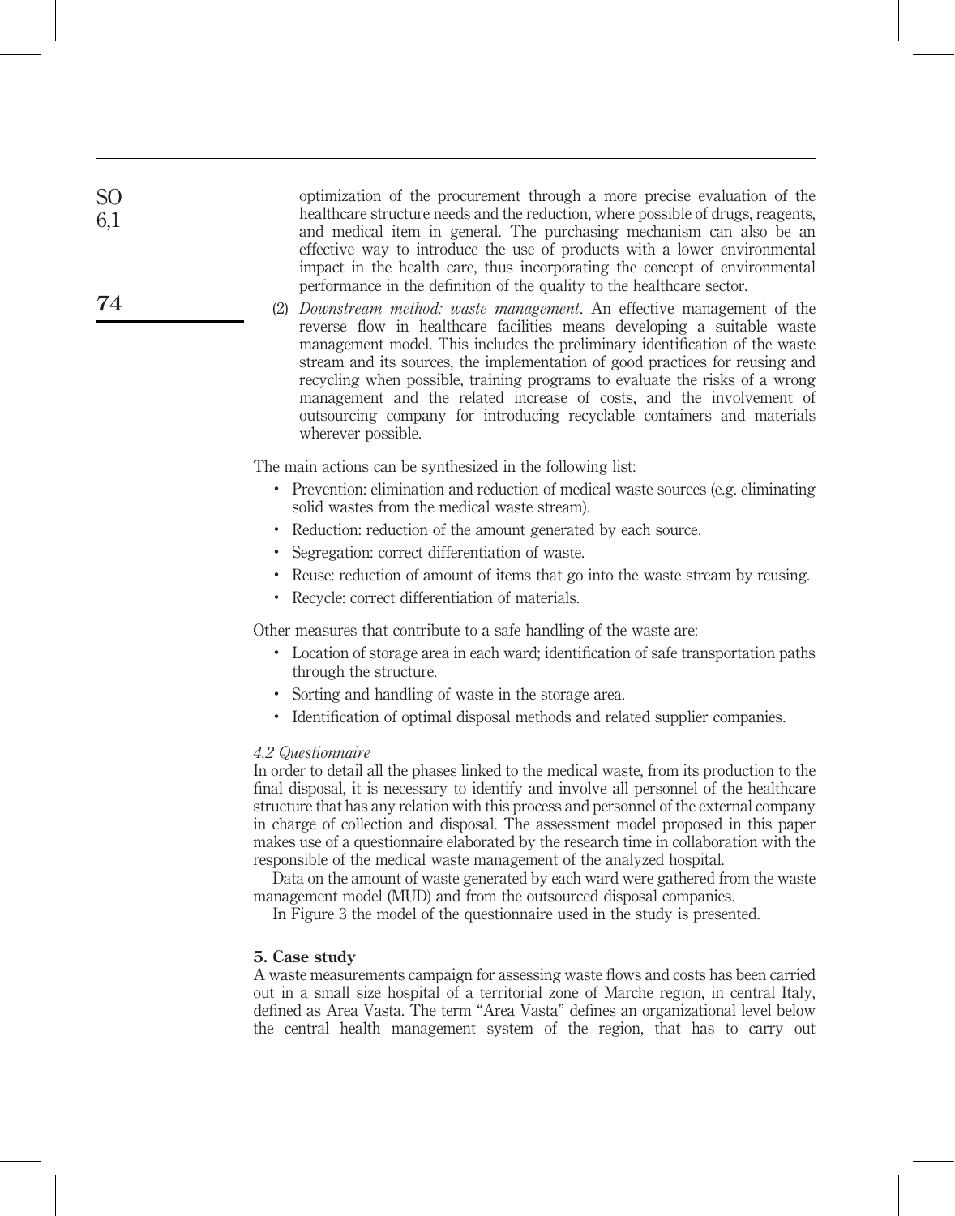optimization of the procurement through a more precise evaluation of the healthcare structure needs and the reduction, where possible of drugs, reagents, and medical item in general. The purchasing mechanism can also be an effective way to introduce the use of products with a lower environmental impact in the health care, thus incorporating the concept of environmental performance in the definition of the quality to the healthcare sector.

(2) *Downstream method: waste management*. An effective management of the reverse flow in healthcare facilities means developing a suitable waste management model. This includes the preliminary identification of the waste stream and its sources, the implementation of good practices for reusing and recycling when possible, training programs to evaluate the risks of a wrong management and the related increase of costs, and the involvement of outsourcing company for introducing recyclable containers and materials wherever possible.

The main actions can be synthesized in the following list:

- Prevention: elimination and reduction of medical waste sources (e.g. eliminating solid wastes from the medical waste stream).
- Reduction: reduction of the amount generated by each source.
- Segregation: correct differentiation of waste.
- Reuse: reduction of amount of items that go into the waste stream by reusing.
- Recycle: correct differentiation of materials.

Other measures that contribute to a safe handling of the waste are:

- Location of storage area in each ward; identification of safe transportation paths through the structure.
- Sorting and handling of waste in the storage area.
- Identification of optimal disposal methods and related supplier companies.

### *4.2 Questionnaire*

In order to detail all the phases linked to the medical waste, from its production to the final disposal, it is necessary to identify and involve all personnel of the healthcare structure that has any relation with this process and personnel of the external company in charge of collection and disposal. The assessment model proposed in this paper makes use of a questionnaire elaborated by the research time in collaboration with the responsible of the medical waste management of the analyzed hospital.

Data on the amount of waste generated by each ward were gathered from the waste management model (MUD) and from the outsourced disposal companies.

In Figure 3 the model of the questionnaire used in the study is presented.

## 5. Case study

A waste measurements campaign for assessing waste flows and costs has been carried out in a small size hospital of a territorial zone of Marche region, in central Italy, defined as Area Vasta. The term "Area Vasta" defines an organizational level below the central health management system of the region, that has to carry out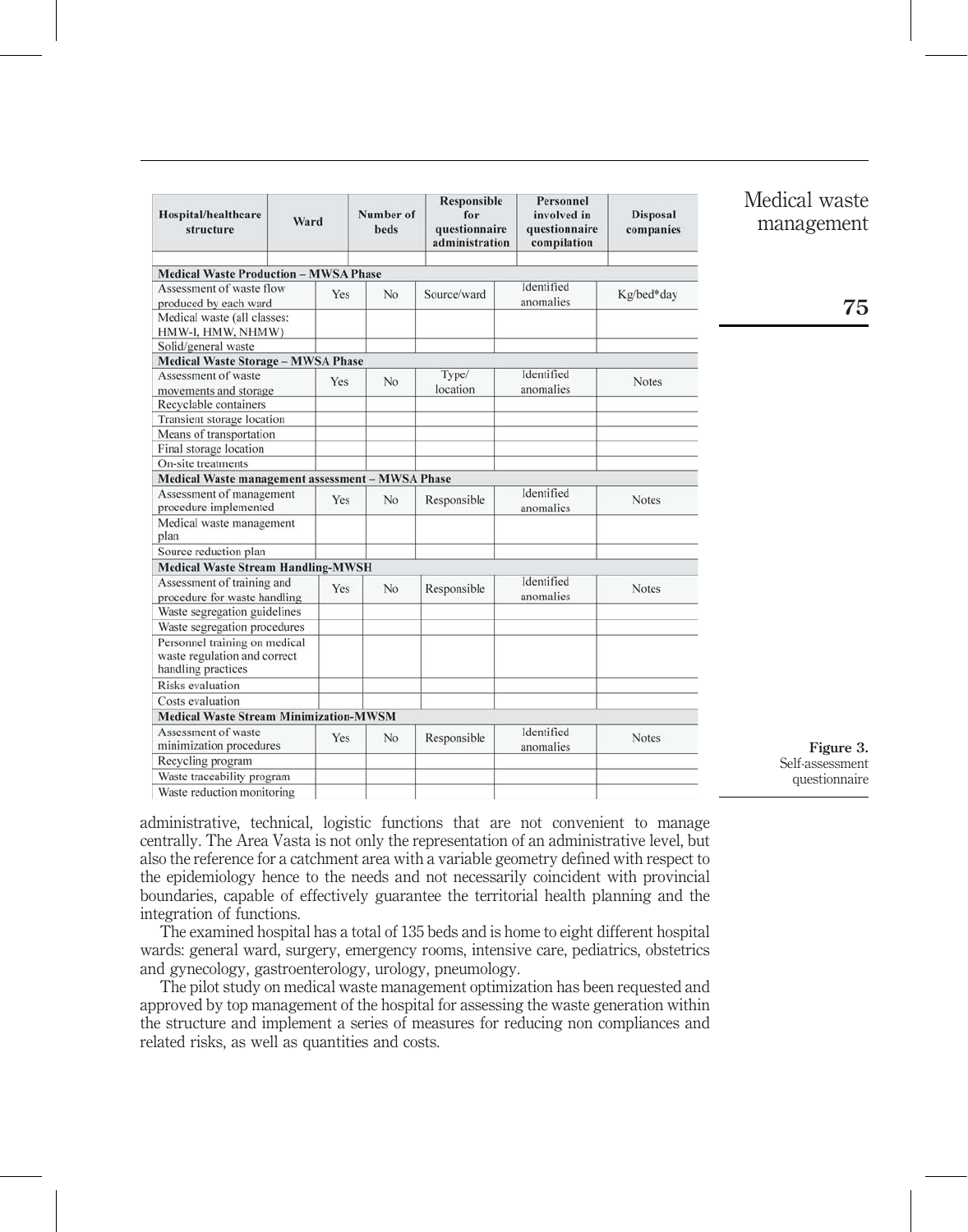| Hospital/healthcare structure | Ward | Number of beds | Responsible for questionnaire administration | Personnel involved in questionnaire compilation | Disposal companies |
|---|---|---|---|---|---|
| | | | | | |

| Medical Waste Production – MWSA Phase | | | | | |
|---|---|---|---|---|---|
| Assessment of waste flow produced by each ward | Yes | No | Source/ward | Identified anomalies | Kg/bed*day |
| Medical waste (all classes: HMW-I, HMW, NHMW) | | | | | |
| Solid/general waste | | | | | |
| **Medical Waste Storage – MWSA Phase** | | | | | |
| Assessment of waste movements and storage | Yes | No | Type/ location | Identified anomalies | Notes |
| Recyclable containers | | | | | |
| Transient storage location | | | | | |
| Means of transportation | | | | | |
| Final storage location | | | | | |
| On-site treatments | | | | | |
| **Medical Waste management assessment – MWSA Phase** | | | | | |
| Assessment of management procedure implemented | Yes | No | Responsible | Identified anomalies | Notes |
| Medical waste management plan | | | | | |
| Source reduction plan | | | | | |
| **Medical Waste Stream Handling-MWSH** | | | | | |
| Assessment of training and procedure for waste handling | Yes | No | Responsible | Identified anomalies | Notes |
| Waste segregation guidelines | | | | | |
| Waste segregation procedures | | | | | |
| Personnel training on medical waste regulation and correct handling practices | | | | | |
| Risks evaluation | | | | | |
| Costs evaluation | | | | | |
| **Medical Waste Stream Minimization-MWSM** | | | | | |
| Assessment of waste minimization procedures | Yes | No | Responsible | Identified anomalies | Notes |
| Recycling program | | | | | |
| Waste traceability program | | | | | |
| Waste reduction monitoring | | | | | |

**Figure 3.** Self-assessment questionnaire

administrative, technical, logistic functions that are not convenient to manage centrally. The Area Vasta is not only the representation of an administrative level, but also the reference for a catchment area with a variable geometry defined with respect to the epidemiology hence to the needs and not necessarily coincident with provincial boundaries, capable of effectively guarantee the territorial health planning and the integration of functions.

The examined hospital has a total of 135 beds and is home to eight different hospital wards: general ward, surgery, emergency rooms, intensive care, pediatrics, obstetrics and gynecology, gastroenterology, urology, pneumology.

The pilot study on medical waste management optimization has been requested and approved by top management of the hospital for assessing the waste generation within the structure and implement a series of measures for reducing non compliances and related risks, as well as quantities and costs.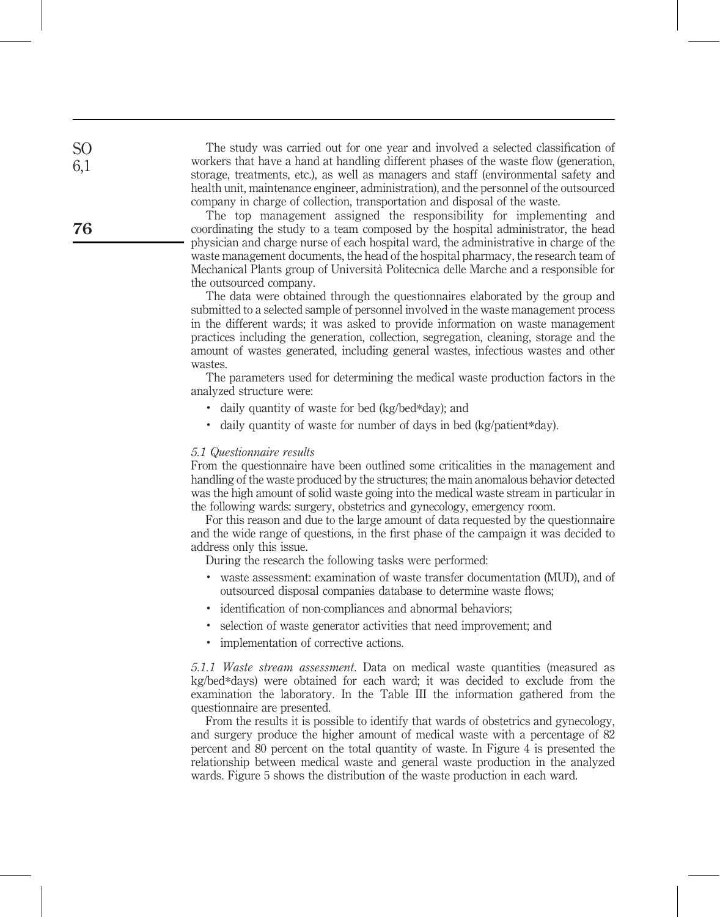The study was carried out for one year and involved a selected classification of workers that have a hand at handling different phases of the waste flow (generation, storage, treatments, etc.), as well as managers and staff (environmental safety and health unit, maintenance engineer, administration), and the personnel of the outsourced company in charge of collection, transportation and disposal of the waste.

The top management assigned the responsibility for implementing and coordinating the study to a team composed by the hospital administrator, the head physician and charge nurse of each hospital ward, the administrative in charge of the waste management documents, the head of the hospital pharmacy, the research team of Mechanical Plants group of Università Politecnica delle Marche and a responsible for the outsourced company.

The data were obtained through the questionnaires elaborated by the group and submitted to a selected sample of personnel involved in the waste management process in the different wards; it was asked to provide information on waste management practices including the generation, collection, segregation, cleaning, storage and the amount of wastes generated, including general wastes, infectious wastes and other wastes.

The parameters used for determining the medical waste production factors in the analyzed structure were:

- daily quantity of waste for bed (kg/bed*day); and
- daily quantity of waste for number of days in bed (kg/patient*day).

### *5.1 Questionnaire results*

From the questionnaire have been outlined some criticalities in the management and handling of the waste produced by the structures; the main anomalous behavior detected was the high amount of solid waste going into the medical waste stream in particular in the following wards: surgery, obstetrics and gynecology, emergency room.

For this reason and due to the large amount of data requested by the questionnaire and the wide range of questions, in the first phase of the campaign it was decided to address only this issue.

During the research the following tasks were performed:

- waste assessment: examination of waste transfer documentation (MUD), and of outsourced disposal companies database to determine waste flows;
- identification of non-compliances and abnormal behaviors;
- selection of waste generator activities that need improvement; and
- implementation of corrective actions.

*5.1.1 Waste stream assessment.* Data on medical waste quantities (measured as kg/bed*days) were obtained for each ward; it was decided to exclude from the examination the laboratory. In the Table III the information gathered from the questionnaire are presented.

From the results it is possible to identify that wards of obstetrics and gynecology, and surgery produce the higher amount of medical waste with a percentage of 82 percent and 80 percent on the total quantity of waste. In Figure 4 is presented the relationship between medical waste and general waste production in the analyzed wards. Figure 5 shows the distribution of the waste production in each ward.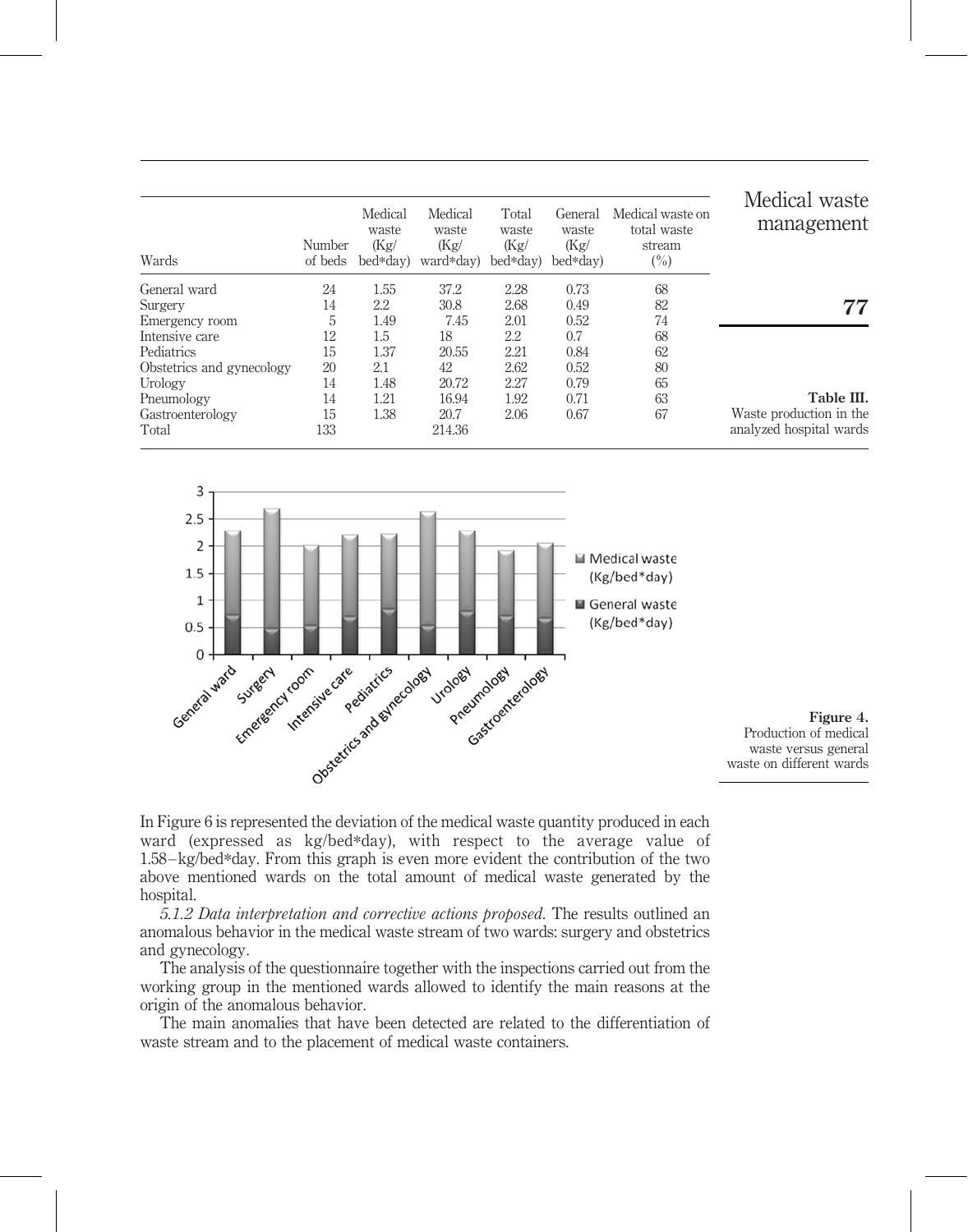| Wards | Number of beds | Medical waste (Kg/ bed*day) | Medical waste (Kg/ ward*day) | Total waste (Kg/ bed*day) | General waste (Kg/ bed*day) | Medical waste on total waste stream (%) |
|---|---|---|---|---|---|---|
| General ward | 24 | 1.55 | 37.2 | 2.28 | 0.73 | 68 |
| Surgery | 14 | 2.2 | 30.8 | 2.68 | 0.49 | 82 |
| Emergency room | 5 | 1.49 | 7.45 | 2.01 | 0.52 | 74 |
| Intensive care | 12 | 1.5 | 18 | 2.2 | 0.7 | 68 |
| Pediatrics | 15 | 1.37 | 20.55 | 2.21 | 0.84 | 62 |
| Obstetrics and gynecology | 20 | 2.1 | 42 | 2.62 | 0.52 | 80 |
| Urology | 14 | 1.48 | 20.72 | 2.27 | 0.79 | 65 |
| Pneumology | 14 | 1.21 | 16.94 | 1.92 | 0.71 | 63 |
| Gastroenterology | 15 | 1.38 | 20.7 | 2.06 | 0.67 | 67 |
| Total | 133 | | 214.36 | | | |

**Table III.** Waste production in the analyzed hospital wards

**Figure 4.** Production of medical waste versus general waste on different wards

In Figure 6 is represented the deviation of the medical waste quantity produced in each ward (expressed as kg/bed*day), with respect to the average value of 1.58–kg/bed*day. From this graph is even more evident the contribution of the two above mentioned wards on the total amount of medical waste generated by the hospital.

*5.1.2 Data interpretation and corrective actions proposed.* The results outlined an anomalous behavior in the medical waste stream of two wards: surgery and obstetrics and gynecology.

The analysis of the questionnaire together with the inspections carried out from the working group in the mentioned wards allowed to identify the main reasons at the origin of the anomalous behavior.

The main anomalies that have been detected are related to the differentiation of waste stream and to the placement of medical waste containers.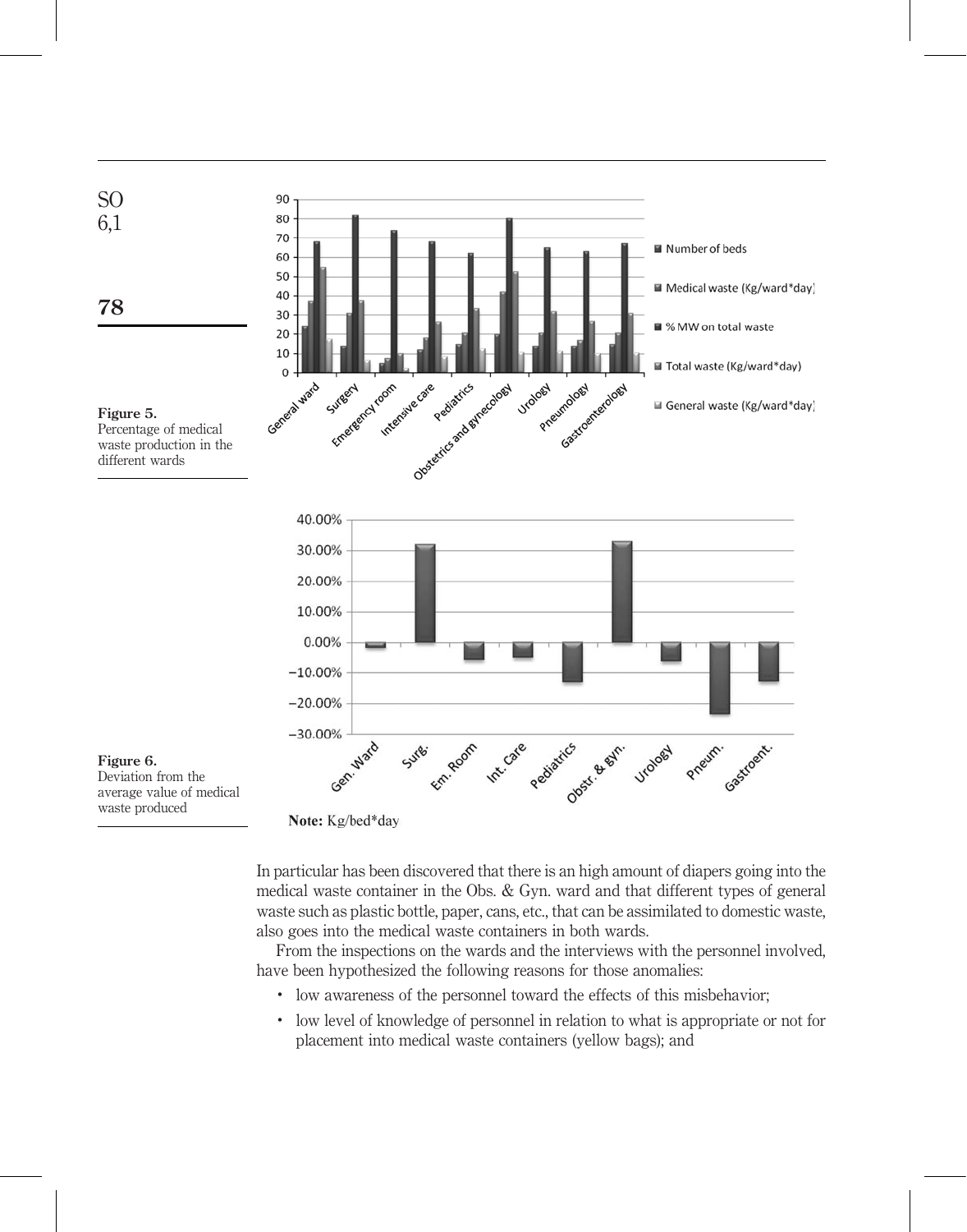Figure 5.
Percentage of medical waste production in the different wards

Figure 6.
Deviation from the average value of medical waste produced

**Note:** Kg/bed*day

In particular has been discovered that there is an high amount of diapers going into the medical waste container in the Obs. & Gyn. ward and that different types of general waste such as plastic bottle, paper, cans, etc., that can be assimilated to domestic waste, also goes into the medical waste containers in both wards.

From the inspections on the wards and the interviews with the personnel involved, have been hypothesized the following reasons for those anomalies:

- low awareness of the personnel toward the effects of this misbehavior;
- low level of knowledge of personnel in relation to what is appropriate or not for placement into medical waste containers (yellow bags); and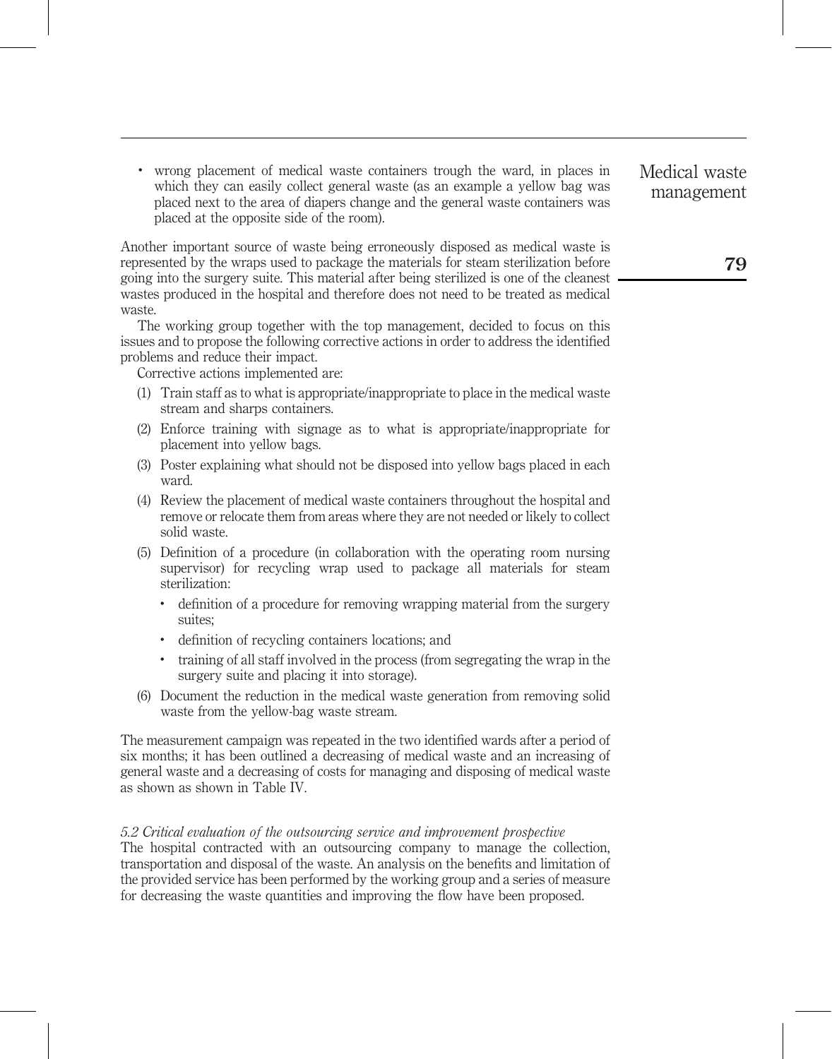- wrong placement of medical waste containers trough the ward, in places in which they can easily collect general waste (as an example a yellow bag was placed next to the area of diapers change and the general waste containers was placed at the opposite side of the room).

Another important source of waste being erroneously disposed as medical waste is represented by the wraps used to package the materials for steam sterilization before going into the surgery suite. This material after being sterilized is one of the cleanest wastes produced in the hospital and therefore does not need to be treated as medical waste.

The working group together with the top management, decided to focus on this issues and to propose the following corrective actions in order to address the identified problems and reduce their impact.

Corrective actions implemented are:

(1) Train staff as to what is appropriate/inappropriate to place in the medical waste stream and sharps containers.

(2) Enforce training with signage as to what is appropriate/inappropriate for placement into yellow bags.

(3) Poster explaining what should not be disposed into yellow bags placed in each ward.

(4) Review the placement of medical waste containers throughout the hospital and remove or relocate them from areas where they are not needed or likely to collect solid waste.

(5) Definition of a procedure (in collaboration with the operating room nursing supervisor) for recycling wrap used to package all materials for steam sterilization:

   - definition of a procedure for removing wrapping material from the surgery suites;
   - definition of recycling containers locations; and
   - training of all staff involved in the process (from segregating the wrap in the surgery suite and placing it into storage).

(6) Document the reduction in the medical waste generation from removing solid waste from the yellow-bag waste stream.

The measurement campaign was repeated in the two identified wards after a period of six months; it has been outlined a decreasing of medical waste and an increasing of general waste and a decreasing of costs for managing and disposing of medical waste as shown as shown in Table IV.

### *5.2 Critical evaluation of the outsourcing service and improvement prospective*

The hospital contracted with an outsourcing company to manage the collection, transportation and disposal of the waste. An analysis on the benefits and limitation of the provided service has been performed by the working group and a series of measure for decreasing the waste quantities and improving the flow have been proposed.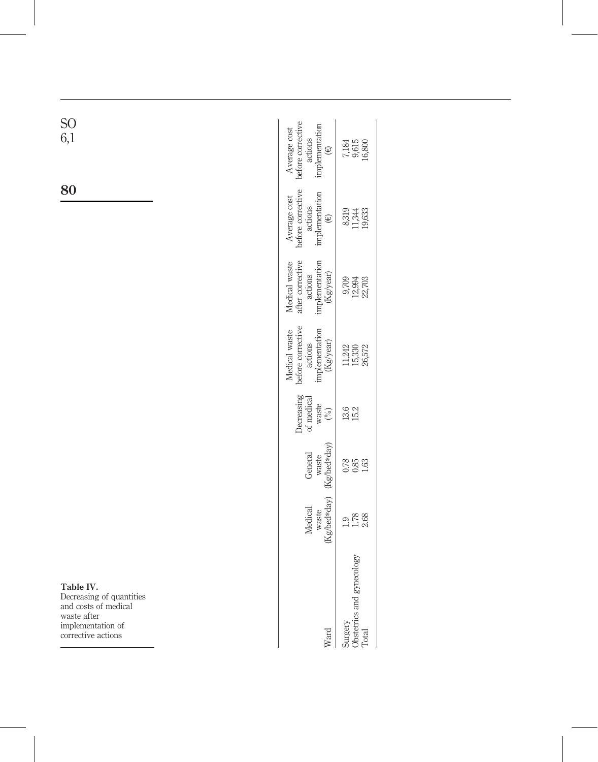**Table IV.** Decreasing of quantities and costs of medical waste after implementation of corrective actions

| Ward | Medical waste (Kg/bed*day) | General waste (Kg/bed*day) | Decreasing of medical waste (%) | Medical waste before corrective actions implementation (Kg/year) | Medical waste after corrective actions implementation (Kg/year) | Average cost before corrective actions implementation (€) | Average cost before corrective actions implementation (€) |
|---|---|---|---|---|---|---|---|
| Surgery | 1.9 | 0.78 | 13.6 | 11,242 | 9,709 | 8,319 | 7,184 |
| Obstetrics and gynecology | 1.78 | 0.85 | 15.2 | 15,330 | 12,994 | 11,344 | 9,615 |
| Total | 2.68 | 1.63 | | 26,572 | 22,703 | 19,633 | 16,800 |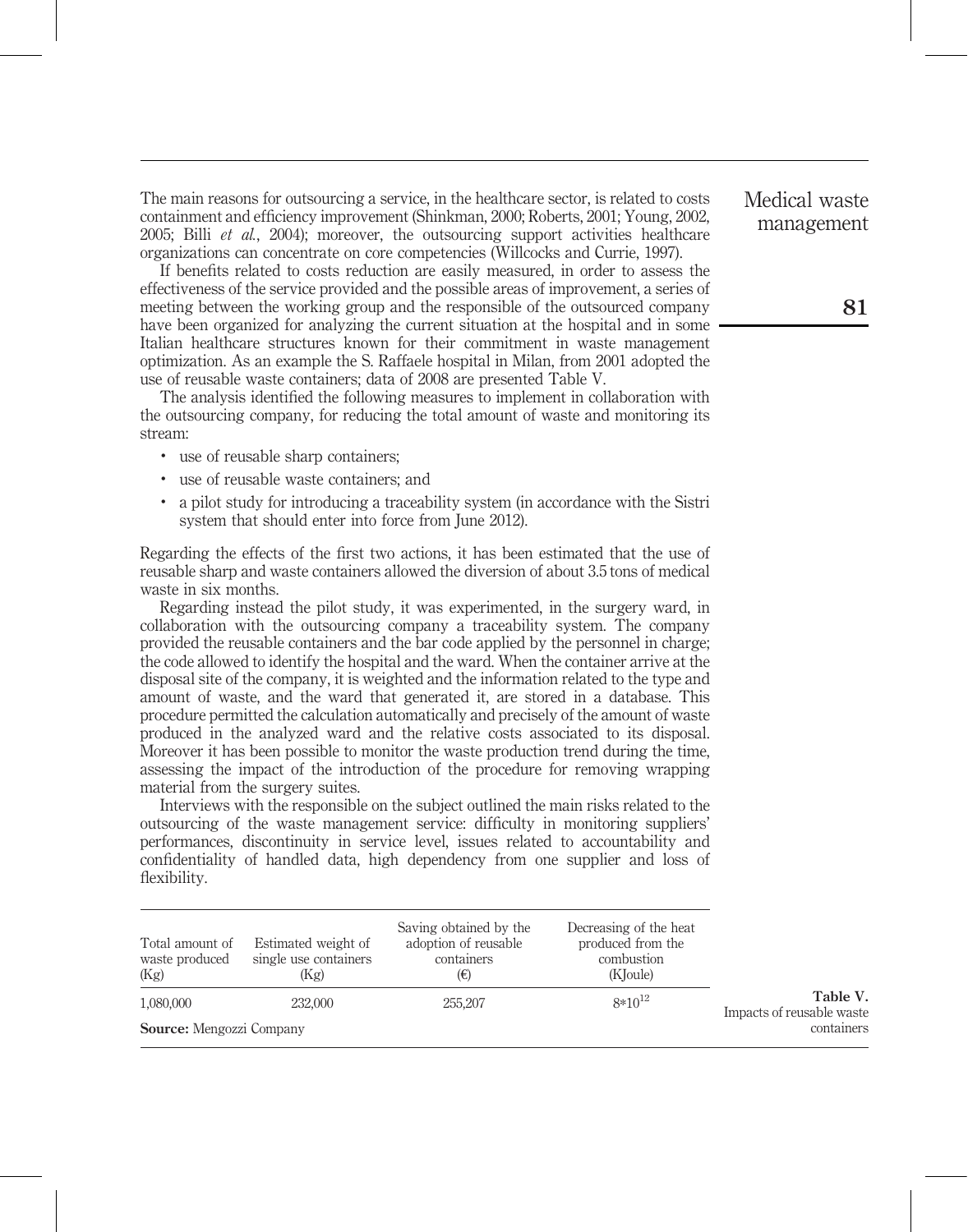The main reasons for outsourcing a service, in the healthcare sector, is related to costs containment and efficiency improvement (Shinkman, 2000; Roberts, 2001; Young, 2002, 2005; Billi *et al.*, 2004); moreover, the outsourcing support activities healthcare organizations can concentrate on core competencies (Willcocks and Currie, 1997).

If benefits related to costs reduction are easily measured, in order to assess the effectiveness of the service provided and the possible areas of improvement, a series of meeting between the working group and the responsible of the outsourced company have been organized for analyzing the current situation at the hospital and in some Italian healthcare structures known for their commitment in waste management optimization. As an example the S. Raffaele hospital in Milan, from 2001 adopted the use of reusable waste containers; data of 2008 are presented Table V.

The analysis identified the following measures to implement in collaboration with the outsourcing company, for reducing the total amount of waste and monitoring its stream:

- use of reusable sharp containers;
- use of reusable waste containers; and
- a pilot study for introducing a traceability system (in accordance with the Sistri system that should enter into force from June 2012).

Regarding the effects of the first two actions, it has been estimated that the use of reusable sharp and waste containers allowed the diversion of about 3.5 tons of medical waste in six months.

Regarding instead the pilot study, it was experimented, in the surgery ward, in collaboration with the outsourcing company a traceability system. The company provided the reusable containers and the bar code applied by the personnel in charge; the code allowed to identify the hospital and the ward. When the container arrive at the disposal site of the company, it is weighted and the information related to the type and amount of waste, and the ward that generated it, are stored in a database. This procedure permitted the calculation automatically and precisely of the amount of waste produced in the analyzed ward and the relative costs associated to its disposal. Moreover it has been possible to monitor the waste production trend during the time, assessing the impact of the introduction of the procedure for removing wrapping material from the surgery suites.

Interviews with the responsible on the subject outlined the main risks related to the outsourcing of the waste management service: difficulty in monitoring suppliers' performances, discontinuity in service level, issues related to accountability and confidentiality of handled data, high dependency from one supplier and loss of flexibility.

| Total amount of waste produced (Kg) | Estimated weight of single use containers (Kg) | Saving obtained by the adoption of reusable containers (€) | Decreasing of the heat produced from the combustion (KJoule) |
|---|---|---|---|
| 1,080,000 | 232,000 | 255,207 | $8*10^{12}$ |

**Source:** Mengozzi Company

**Table V.** Impacts of reusable waste containers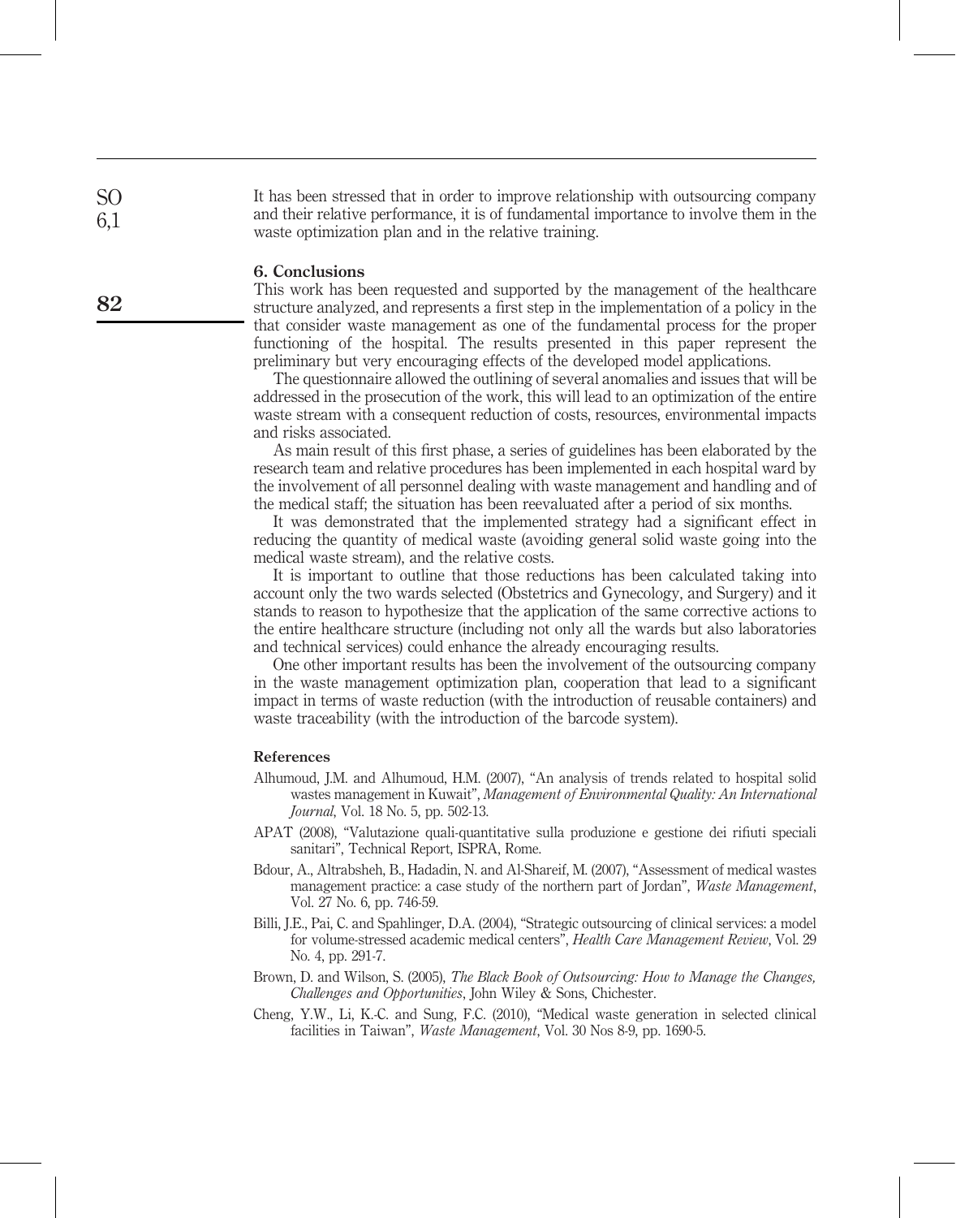It has been stressed that in order to improve relationship with outsourcing company and their relative performance, it is of fundamental importance to involve them in the waste optimization plan and in the relative training.

## 6. Conclusions

This work has been requested and supported by the management of the healthcare structure analyzed, and represents a first step in the implementation of a policy in the that consider waste management as one of the fundamental process for the proper functioning of the hospital. The results presented in this paper represent the preliminary but very encouraging effects of the developed model applications.

The questionnaire allowed the outlining of several anomalies and issues that will be addressed in the prosecution of the work, this will lead to an optimization of the entire waste stream with a consequent reduction of costs, resources, environmental impacts and risks associated.

As main result of this first phase, a series of guidelines has been elaborated by the research team and relative procedures has been implemented in each hospital ward by the involvement of all personnel dealing with waste management and handling and of the medical staff; the situation has been reevaluated after a period of six months.

It was demonstrated that the implemented strategy had a significant effect in reducing the quantity of medical waste (avoiding general solid waste going into the medical waste stream), and the relative costs.

It is important to outline that those reductions has been calculated taking into account only the two wards selected (Obstetrics and Gynecology, and Surgery) and it stands to reason to hypothesize that the application of the same corrective actions to the entire healthcare structure (including not only all the wards but also laboratories and technical services) could enhance the already encouraging results.

One other important results has been the involvement of the outsourcing company in the waste management optimization plan, cooperation that lead to a significant impact in terms of waste reduction (with the introduction of reusable containers) and waste traceability (with the introduction of the barcode system).

## References

Alhumoud, J.M. and Alhumoud, H.M. (2007), "An analysis of trends related to hospital solid wastes management in Kuwait", *Management of Environmental Quality: An International Journal*, Vol. 18 No. 5, pp. 502-13.

APAT (2008), "Valutazione quali-quantitative sulla produzione e gestione dei rifiuti speciali sanitari", Technical Report, ISPRA, Rome.

Bdour, A., Altrabsheh, B., Hadadin, N. and Al-Shareif, M. (2007), "Assessment of medical wastes management practice: a case study of the northern part of Jordan", *Waste Management*, Vol. 27 No. 6, pp. 746-59.

Billi, J.E., Pai, C. and Spahlinger, D.A. (2004), "Strategic outsourcing of clinical services: a model for volume-stressed academic medical centers", *Health Care Management Review*, Vol. 29 No. 4, pp. 291-7.

Brown, D. and Wilson, S. (2005), *The Black Book of Outsourcing: How to Manage the Changes, Challenges and Opportunities*, John Wiley & Sons, Chichester.

Cheng, Y.W., Li, K.-C. and Sung, F.C. (2010), "Medical waste generation in selected clinical facilities in Taiwan", *Waste Management*, Vol. 30 Nos 8-9, pp. 1690-5.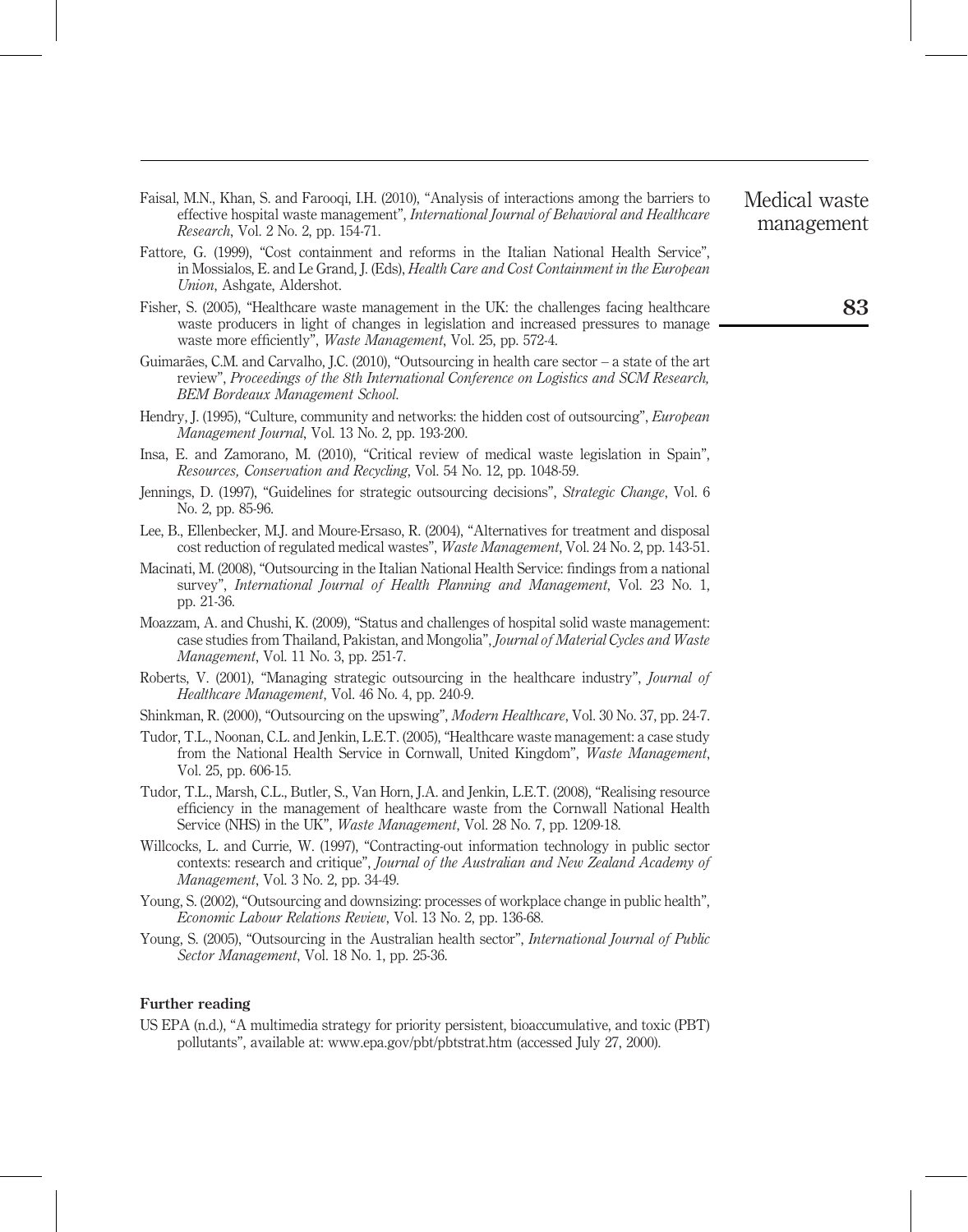Faisal, M.N., Khan, S. and Farooqi, I.H. (2010), "Analysis of interactions among the barriers to effective hospital waste management", *International Journal of Behavioral and Healthcare Research*, Vol. 2 No. 2, pp. 154-71.

Fattore, G. (1999), "Cost containment and reforms in the Italian National Health Service", in Mossialos, E. and Le Grand, J. (Eds), *Health Care and Cost Containment in the European Union*, Ashgate, Aldershot.

Fisher, S. (2005), "Healthcare waste management in the UK: the challenges facing healthcare waste producers in light of changes in legislation and increased pressures to manage waste more efficiently", *Waste Management*, Vol. 25, pp. 572-4.

Guimarães, C.M. and Carvalho, J.C. (2010), "Outsourcing in health care sector – a state of the art review", *Proceedings of the 8th International Conference on Logistics and SCM Research, BEM Bordeaux Management School*.

Hendry, J. (1995), "Culture, community and networks: the hidden cost of outsourcing", *European Management Journal*, Vol. 13 No. 2, pp. 193-200.

Insa, E. and Zamorano, M. (2010), "Critical review of medical waste legislation in Spain", *Resources, Conservation and Recycling*, Vol. 54 No. 12, pp. 1048-59.

Jennings, D. (1997), "Guidelines for strategic outsourcing decisions", *Strategic Change*, Vol. 6 No. 2, pp. 85-96.

Lee, B., Ellenbecker, M.J. and Moure-Ersaso, R. (2004), "Alternatives for treatment and disposal cost reduction of regulated medical wastes", *Waste Management*, Vol. 24 No. 2, pp. 143-51.

Macinati, M. (2008), "Outsourcing in the Italian National Health Service: findings from a national survey", *International Journal of Health Planning and Management*, Vol. 23 No. 1, pp. 21-36.

Moazzam, A. and Chushi, K. (2009), "Status and challenges of hospital solid waste management: case studies from Thailand, Pakistan, and Mongolia", *Journal of Material Cycles and Waste Management*, Vol. 11 No. 3, pp. 251-7.

Roberts, V. (2001), "Managing strategic outsourcing in the healthcare industry", *Journal of Healthcare Management*, Vol. 46 No. 4, pp. 240-9.

Shinkman, R. (2000), "Outsourcing on the upswing", *Modern Healthcare*, Vol. 30 No. 37, pp. 24-7.

Tudor, T.L., Noonan, C.L. and Jenkin, L.E.T. (2005), "Healthcare waste management: a case study from the National Health Service in Cornwall, United Kingdom", *Waste Management*, Vol. 25, pp. 606-15.

Tudor, T.L., Marsh, C.L., Butler, S., Van Horn, J.A. and Jenkin, L.E.T. (2008), "Realising resource efficiency in the management of healthcare waste from the Cornwall National Health Service (NHS) in the UK", *Waste Management*, Vol. 28 No. 7, pp. 1209-18.

Willcocks, L. and Currie, W. (1997), "Contracting-out information technology in public sector contexts: research and critique", *Journal of the Australian and New Zealand Academy of Management*, Vol. 3 No. 2, pp. 34-49.

Young, S. (2002), "Outsourcing and downsizing: processes of workplace change in public health", *Economic Labour Relations Review*, Vol. 13 No. 2, pp. 136-68.

Young, S. (2005), "Outsourcing in the Australian health sector", *International Journal of Public Sector Management*, Vol. 18 No. 1, pp. 25-36.

## Further reading

US EPA (n.d.), "A multimedia strategy for priority persistent, bioaccumulative, and toxic (PBT) pollutants", available at: www.epa.gov/pbt/pbtstrat.htm (accessed July 27, 2000).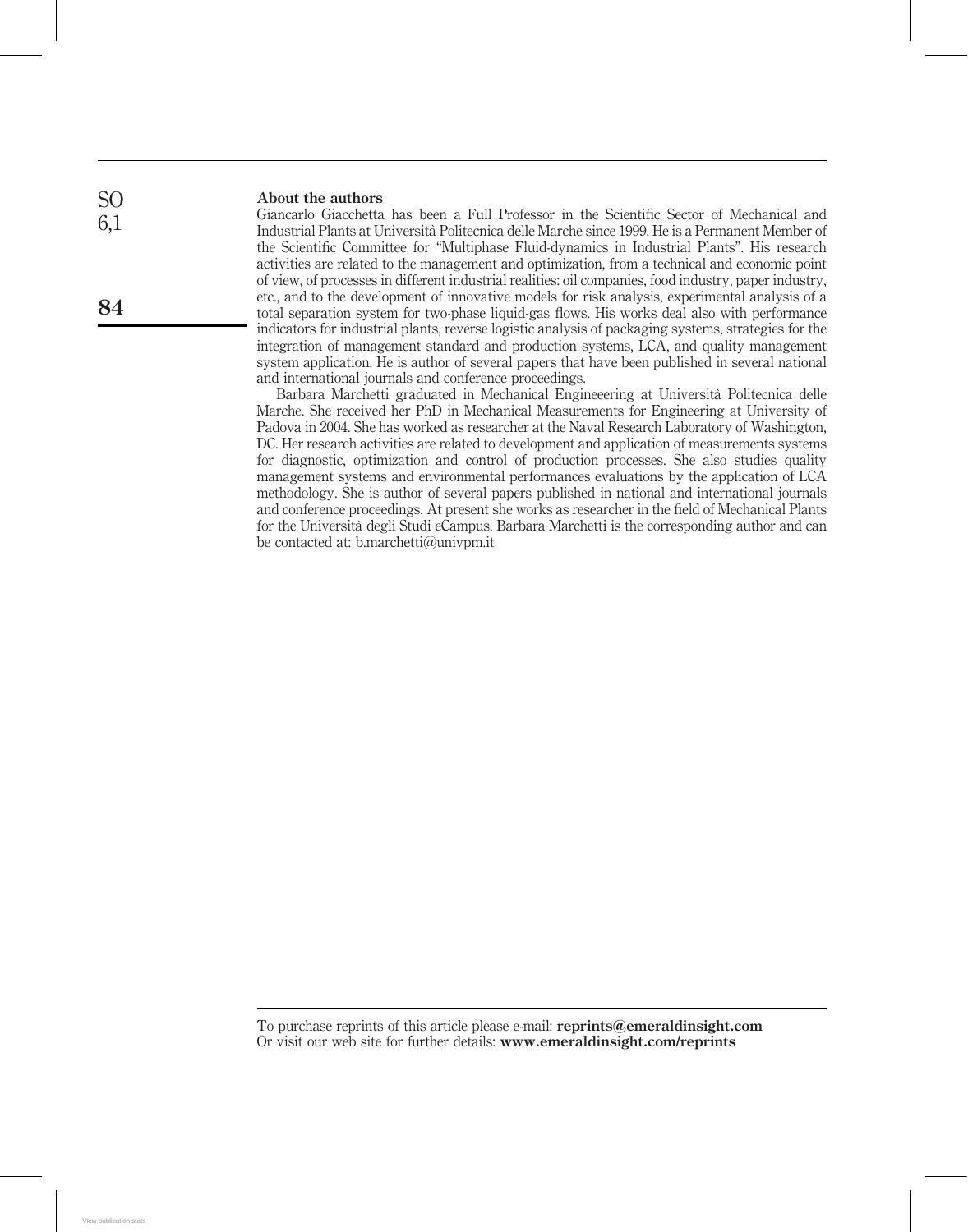**About the authors**

Giancarlo Giacchetta has been a Full Professor in the Scientific Sector of Mechanical and Industrial Plants at Università Politecnica delle Marche since 1999. He is a Permanent Member of the Scientific Committee for "Multiphase Fluid-dynamics in Industrial Plants". His research activities are related to the management and optimization, from a technical and economic point of view, of processes in different industrial realities: oil companies, food industry, paper industry, etc., and to the development of innovative models for risk analysis, experimental analysis of a total separation system for two-phase liquid-gas flows. His works deal also with performance indicators for industrial plants, reverse logistic analysis of packaging systems, strategies for the integration of management standard and production systems, LCA, and quality management system application. He is author of several papers that have been published in several national and international journals and conference proceedings.

Barbara Marchetti graduated in Mechanical Engineeering at Università Politecnica delle Marche. She received her PhD in Mechanical Measurements for Engineering at University of Padova in 2004. She has worked as researcher at the Naval Research Laboratory of Washington, DC. Her research activities are related to development and application of measurements systems for diagnostic, optimization and control of production processes. She also studies quality management systems and environmental performances evaluations by the application of LCA methodology. She is author of several papers published in national and international journals and conference proceedings. At present she works as researcher in the field of Mechanical Plants for the Università degli Studi eCampus. Barbara Marchetti is the corresponding author and can be contacted at: b.marchetti@univpm.it

To purchase reprints of this article please e-mail: **reprints@emeraldinsight.com**
Or visit our web site for further details: **www.emeraldinsight.com/reprints**